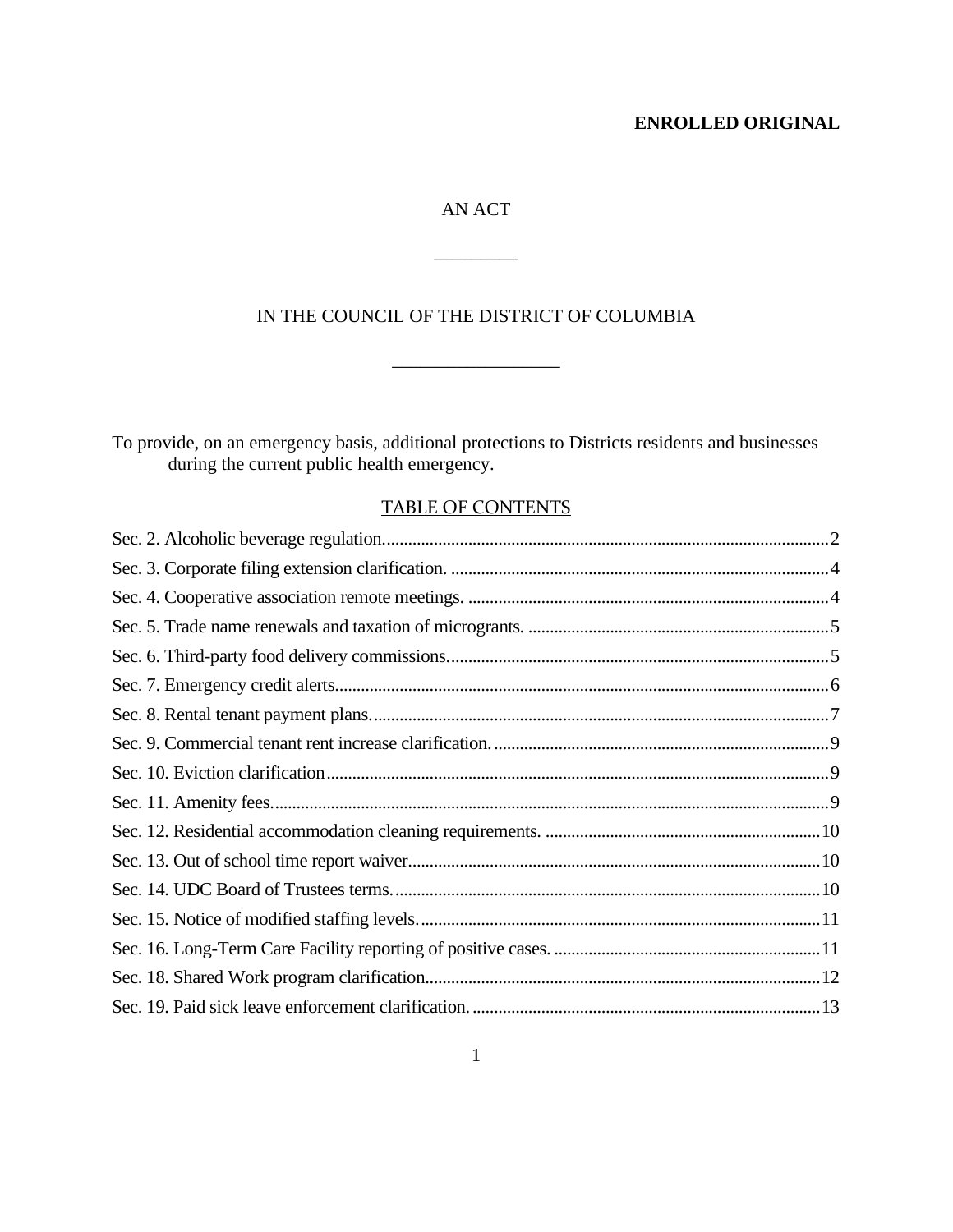**ENROLLED ORIGINAL**

AN ACT

\_\_\_\_\_\_\_\_\_

IN THE COUNCIL OF THE DISTRICT OF COLUMBIA

\_\_\_\_\_\_\_\_\_\_\_\_\_\_\_\_\_\_

To provide, on an emergency basis, additional protections to Districts residents and businesses during the current public health emergency.

## TABLE OF CONTENTS

Sec. 2. Alcoholic beverage regulation....................................................2
Sec. 3. Corporate filing extension clarification. ....................................4
Sec. 4. Cooperative association remote meetings. ................................4
Sec. 5. Trade name renewals and taxation of micrograts. ......................5
Sec. 6. Third-party food delivery commissions......................................5
Sec. 7. Emergency credit alerts...............................................................6
Sec. 8. Rental tenant payment plans.........................................................7
Sec. 9. Commercial tenant rent increase clarification.............................9
Sec. 10. Eviction clarification..................................................................9
Sec. 11. Amenity fees...............................................................................9
Sec. 12. Residential accommodation cleaning requirements. ...............10
Sec. 13. Out of school time report waiver..............................................10
Sec. 14. UDC Board of Trustees terms...................................................10
Sec. 15. Notice of modified staffing levels.............................................11
Sec. 16. Long-Term Care Facility reporting of positive cases. .............11
Sec. 18. Shared Work program clarification..........................................12
Sec. 19. Paid sick leave enforcement clarification.................................13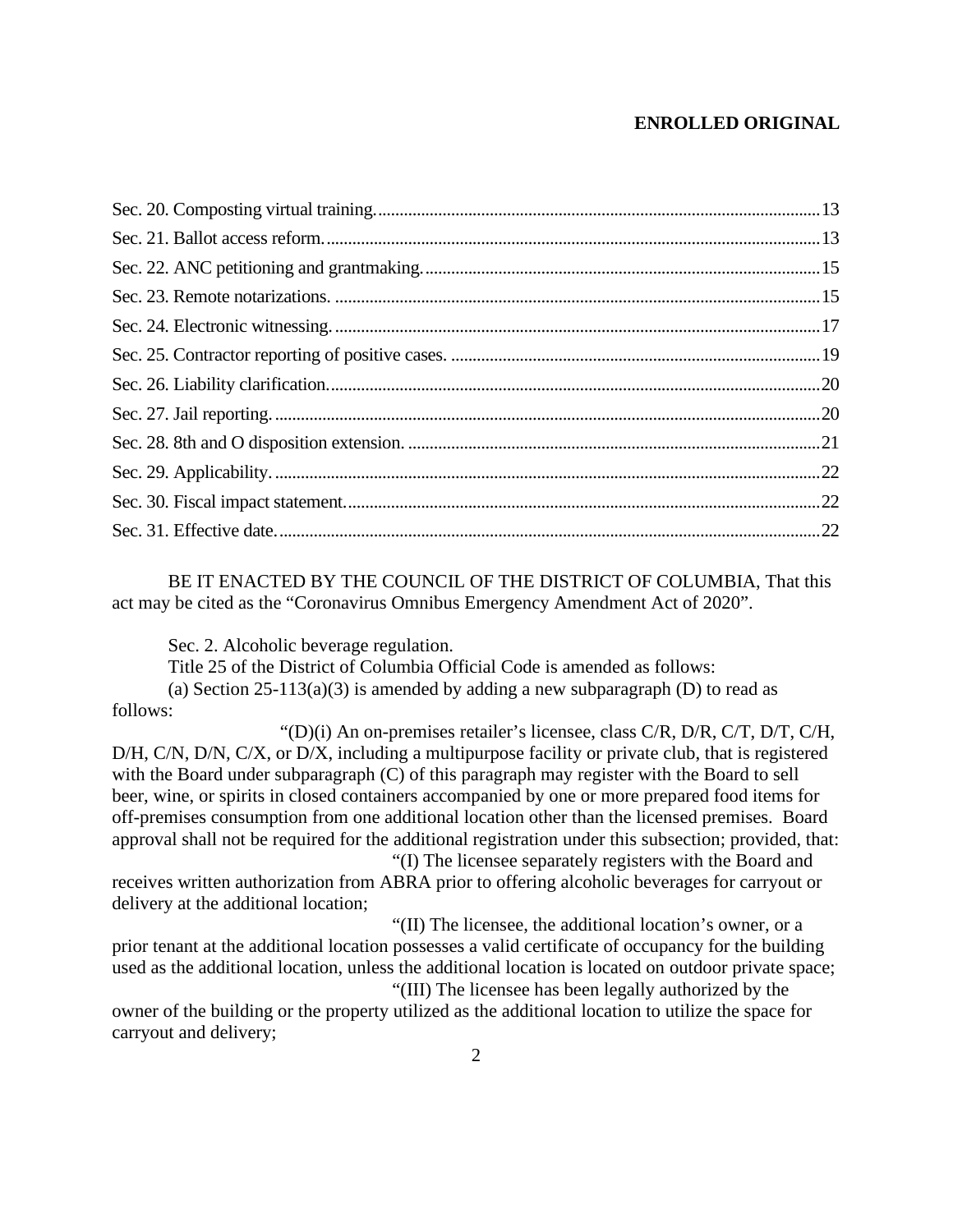**ENROLLED ORIGINAL**

Sec. 20. Composting virtual training. ........ 13
Sec. 21. Ballot access reform. ........ 13
Sec. 22. ANC petitioning and grantmaking. ........ 15
Sec. 23. Remote notarizations. ........ 15
Sec. 24. Electronic witnessing. ........ 17
Sec. 25. Contractor reporting of positive cases. ........ 19
Sec. 26. Liability clarification. ........ 20
Sec. 27. Jail reporting. ........ 20
Sec. 28. 8th and O disposition extension. ........ 21
Sec. 29. Applicability. ........ 22
Sec. 30. Fiscal impact statement. ........ 22
Sec. 31. Effective date. ........ 22

BE IT ENACTED BY THE COUNCIL OF THE DISTRICT OF COLUMBIA, That this act may be cited as the "Coronavirus Omnibus Emergency Amendment Act of 2020".

Sec. 2. Alcoholic beverage regulation.

Title 25 of the District of Columbia Official Code is amended as follows:

(a) Section 25-113(a)(3) is amended by adding a new subparagraph (D) to read as follows:

"(D)(i) An on-premises retailer's licensee, class C/R, D/R, C/T, D/T, C/H, D/H, C/N, D/N, C/X, or D/X, including a multipurpose facility or private club, that is registered with the Board under subparagraph (C) of this paragraph may register with the Board to sell beer, wine, or spirits in closed containers accompanied by one or more prepared food items for off-premises consumption from one additional location other than the licensed premises. Board approval shall not be required for the additional registration under this subsection; provided, that:

"(I) The licensee separately registers with the Board and receives written authorization from ABRA prior to offering alcoholic beverages for carryout or delivery at the additional location;

"(II) The licensee, the additional location's owner, or a prior tenant at the additional location possesses a valid certificate of occupancy for the building used as the additional location, unless the additional location is located on outdoor private space;

"(III) The licensee has been legally authorized by the owner of the building or the property utilized as the additional location to utilize the space for carryout and delivery;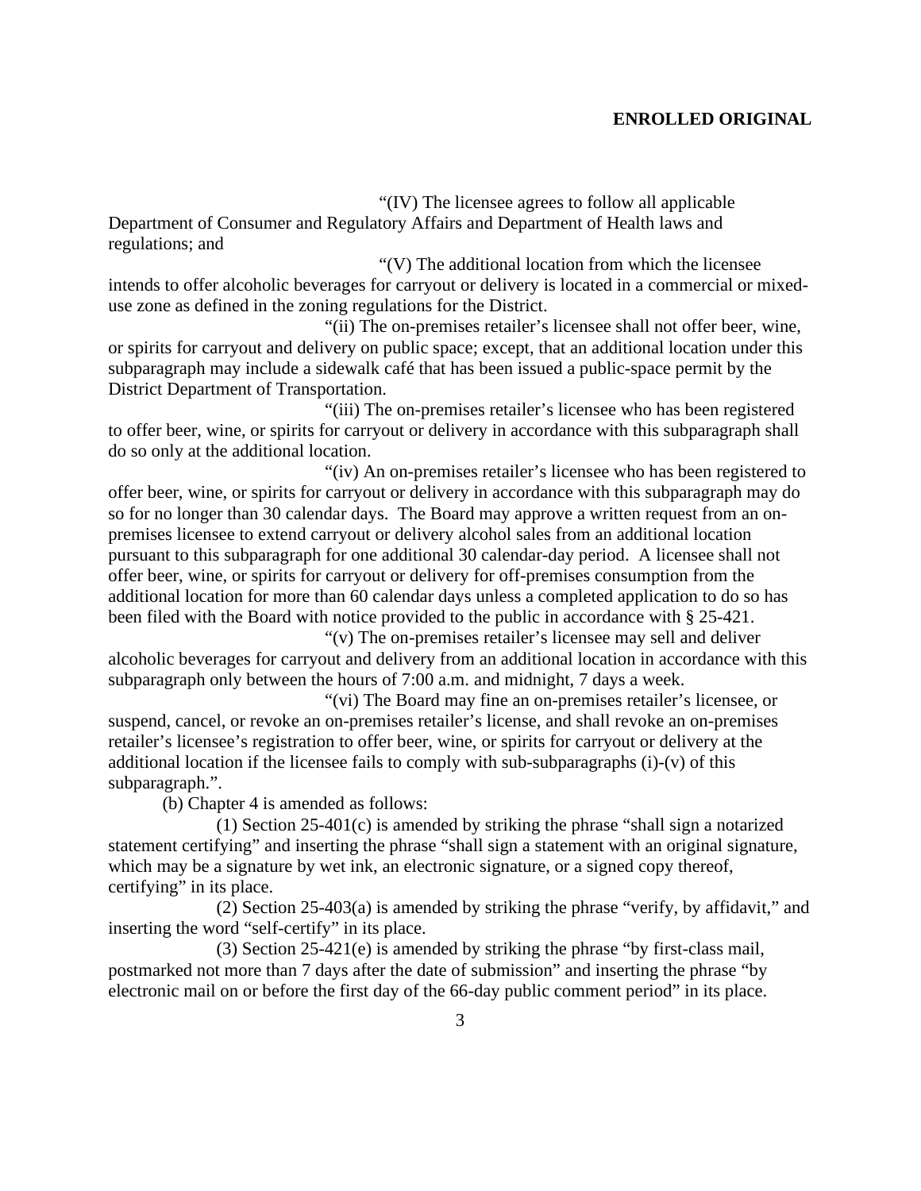**ENROLLED ORIGINAL**

"(IV) The licensee agrees to follow all applicable Department of Consumer and Regulatory Affairs and Department of Health laws and regulations; and

"(V) The additional location from which the licensee intends to offer alcoholic beverages for carryout or delivery is located in a commercial or mixed-use zone as defined in the zoning regulations for the District.

"(ii) The on-premises retailer's licensee shall not offer beer, wine, or spirits for carryout and delivery on public space; except, that an additional location under this subparagraph may include a sidewalk café that has been issued a public-space permit by the District Department of Transportation.

"(iii) The on-premises retailer's licensee who has been registered to offer beer, wine, or spirits for carryout or delivery in accordance with this subparagraph shall do so only at the additional location.

"(iv) An on-premises retailer's licensee who has been registered to offer beer, wine, or spirits for carryout or delivery in accordance with this subparagraph may do so for no longer than 30 calendar days. The Board may approve a written request from an on-premises licensee to extend carryout or delivery alcohol sales from an additional location pursuant to this subparagraph for one additional 30 calendar-day period. A licensee shall not offer beer, wine, or spirits for carryout or delivery for off-premises consumption from the additional location for more than 60 calendar days unless a completed application to do so has been filed with the Board with notice provided to the public in accordance with § 25-421.

"(v) The on-premises retailer's licensee may sell and deliver alcoholic beverages for carryout and delivery from an additional location in accordance with this subparagraph only between the hours of 7:00 a.m. and midnight, 7 days a week.

"(vi) The Board may fine an on-premises retailer's licensee, or suspend, cancel, or revoke an on-premises retailer's license, and shall revoke an on-premises retailer's licensee's registration to offer beer, wine, or spirits for carryout or delivery at the additional location if the licensee fails to comply with sub-subparagraphs (i)-(v) of this subparagraph.".

(b) Chapter 4 is amended as follows:

(1) Section 25-401(c) is amended by striking the phrase "shall sign a notarized statement certifying" and inserting the phrase "shall sign a statement with an original signature, which may be a signature by wet ink, an electronic signature, or a signed copy thereof, certifying" in its place.

(2) Section 25-403(a) is amended by striking the phrase "verify, by affidavit," and inserting the word "self-certify" in its place.

(3) Section 25-421(e) is amended by striking the phrase "by first-class mail, postmarked not more than 7 days after the date of submission" and inserting the phrase "by electronic mail on or before the first day of the 66-day public comment period" in its place.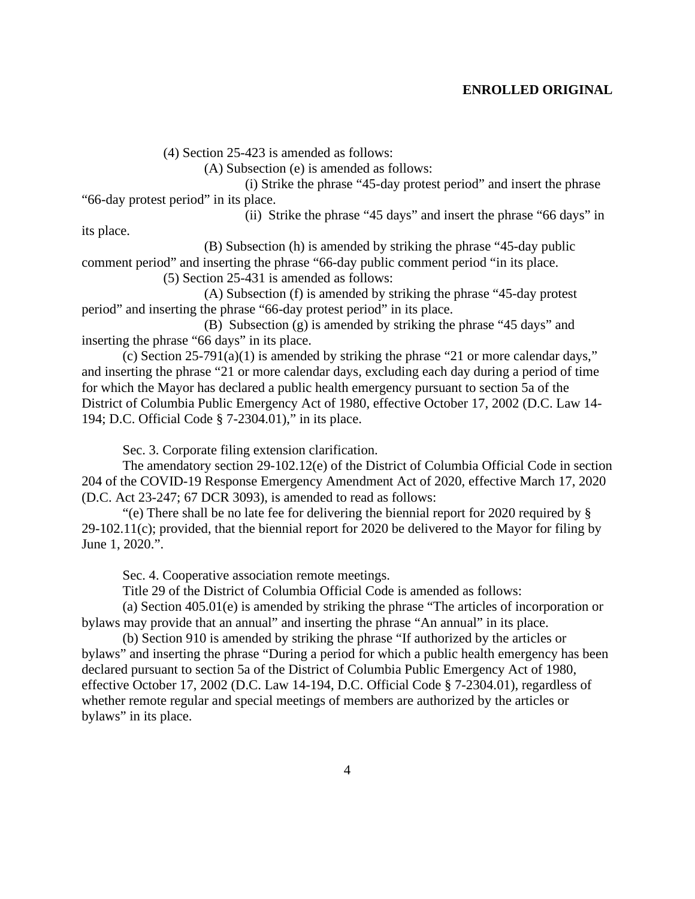(4) Section 25-423 is amended as follows:

(A) Subsection (e) is amended as follows:

(i) Strike the phrase "45-day protest period" and insert the phrase "66-day protest period" in its place.

(ii) Strike the phrase "45 days" and insert the phrase "66 days" in its place.

(B) Subsection (h) is amended by striking the phrase "45-day public comment period" and inserting the phrase "66-day public comment period "in its place.

(5) Section 25-431 is amended as follows:

(A) Subsection (f) is amended by striking the phrase "45-day protest period" and inserting the phrase "66-day protest period" in its place.

(B) Subsection (g) is amended by striking the phrase "45 days" and inserting the phrase "66 days" in its place.

(c) Section 25-791(a)(1) is amended by striking the phrase "21 or more calendar days," and inserting the phrase "21 or more calendar days, excluding each day during a period of time for which the Mayor has declared a public health emergency pursuant to section 5a of the District of Columbia Public Emergency Act of 1980, effective October 17, 2002 (D.C. Law 14-194; D.C. Official Code § 7-2304.01)," in its place.

Sec. 3. Corporate filing extension clarification.

The amendatory section 29-102.12(e) of the District of Columbia Official Code in section 204 of the COVID-19 Response Emergency Amendment Act of 2020, effective March 17, 2020 (D.C. Act 23-247; 67 DCR 3093), is amended to read as follows:

"(e) There shall be no late fee for delivering the biennial report for 2020 required by § 29-102.11(c); provided, that the biennial report for 2020 be delivered to the Mayor for filing by June 1, 2020.".

Sec. 4. Cooperative association remote meetings.

Title 29 of the District of Columbia Official Code is amended as follows:

(a) Section 405.01(e) is amended by striking the phrase "The articles of incorporation or bylaws may provide that an annual" and inserting the phrase "An annual" in its place.

(b) Section 910 is amended by striking the phrase "If authorized by the articles or bylaws" and inserting the phrase "During a period for which a public health emergency has been declared pursuant to section 5a of the District of Columbia Public Emergency Act of 1980, effective October 17, 2002 (D.C. Law 14-194, D.C. Official Code § 7-2304.01), regardless of whether remote regular and special meetings of members are authorized by the articles or bylaws" in its place.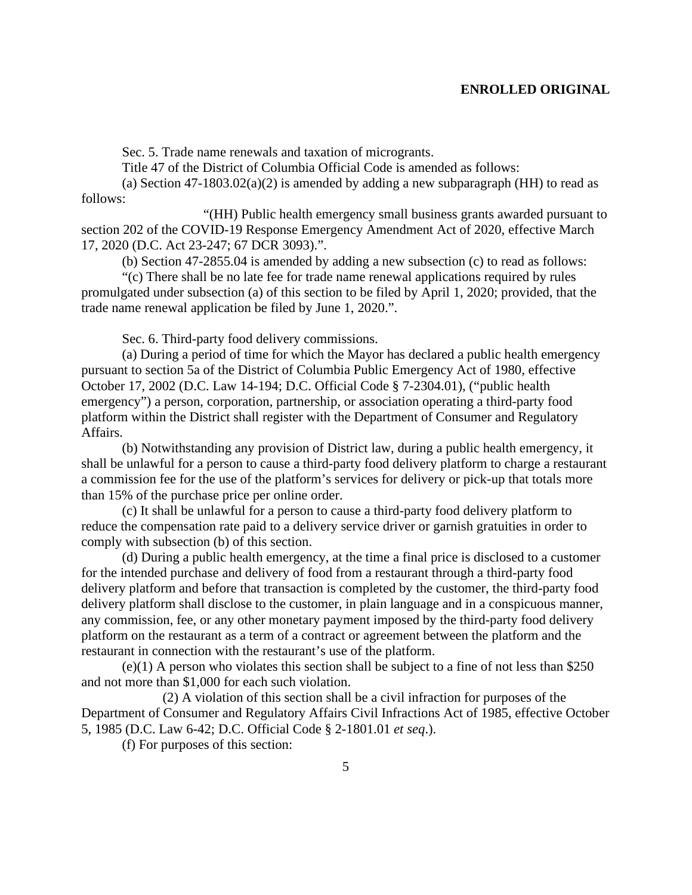Sec. 5. Trade name renewals and taxation of micrograts.

Title 47 of the District of Columbia Official Code is amended as follows:

(a) Section 47-1803.02(a)(2) is amended by adding a new subparagraph (HH) to read as follows:

"(HH) Public health emergency small business grants awarded pursuant to section 202 of the COVID-19 Response Emergency Amendment Act of 2020, effective March 17, 2020 (D.C. Act 23-247; 67 DCR 3093).".

(b) Section 47-2855.04 is amended by adding a new subsection (c) to read as follows:

"(c) There shall be no late fee for trade name renewal applications required by rules promulgated under subsection (a) of this section to be filed by April 1, 2020; provided, that the trade name renewal application be filed by June 1, 2020.".

Sec. 6. Third-party food delivery commissions.

(a) During a period of time for which the Mayor has declared a public health emergency pursuant to section 5a of the District of Columbia Public Emergency Act of 1980, effective October 17, 2002 (D.C. Law 14-194; D.C. Official Code § 7-2304.01), ("public health emergency") a person, corporation, partnership, or association operating a third-party food platform within the District shall register with the Department of Consumer and Regulatory Affairs.

(b) Notwithstanding any provision of District law, during a public health emergency, it shall be unlawful for a person to cause a third-party food delivery platform to charge a restaurant a commission fee for the use of the platform's services for delivery or pick-up that totals more than 15% of the purchase price per online order.

(c) It shall be unlawful for a person to cause a third-party food delivery platform to reduce the compensation rate paid to a delivery service driver or garnish gratuities in order to comply with subsection (b) of this section.

(d) During a public health emergency, at the time a final price is disclosed to a customer for the intended purchase and delivery of food from a restaurant through a third-party food delivery platform and before that transaction is completed by the customer, the third-party food delivery platform shall disclose to the customer, in plain language and in a conspicuous manner, any commission, fee, or any other monetary payment imposed by the third-party food delivery platform on the restaurant as a term of a contract or agreement between the platform and the restaurant in connection with the restaurant's use of the platform.

(e)(1) A person who violates this section shall be subject to a fine of not less than $250 and not more than $1,000 for each such violation.

(2) A violation of this section shall be a civil infraction for purposes of the Department of Consumer and Regulatory Affairs Civil Infractions Act of 1985, effective October 5, 1985 (D.C. Law 6-42; D.C. Official Code § 2-1801.01 *et seq*.).

(f) For purposes of this section:

Sec. 5. Trade name renewals and taxation of microgrants.

Title 47 of the District of Columbia Official Code is amended as follows:

(a) Section 47-1803.02(a)(2) is amended by adding a new subparagraph (HH) to read as follows:

"(HH) Public health emergency small business grants awarded pursuant to section 202 of the COVID-19 Response Emergency Amendment Act of 2020, effective March 17, 2020 (D.C. Act 23-247; 67 DCR 3093).".

(b) Section 47-2855.04 is amended by adding a new subsection (c) to read as follows:

"(c) There shall be no late fee for trade name renewal applications required by rules promulgated under subsection (a) of this section to be filed by April 1, 2020; provided, that the trade name renewal application be filed by June 1, 2020.".

Sec. 6. Third-party food delivery commissions.

(a) During a period of time for which the Mayor has declared a public health emergency pursuant to section 5a of the District of Columbia Public Emergency Act of 1980, effective October 17, 2002 (D.C. Law 14-194; D.C. Official Code § 7-2304.01), ("public health emergency") a person, corporation, partnership, or association operating a third-party food platform within the District shall register with the Department of Consumer and Regulatory Affairs.

(b) Notwithstanding any provision of District law, during a public health emergency, it shall be unlawful for a person to cause a third-party food delivery platform to charge a restaurant a commission fee for the use of the platform's services for delivery or pick-up that totals more than 15% of the purchase price per online order.

(c) It shall be unlawful for a person to cause a third-party food delivery platform to reduce the compensation rate paid to a delivery service driver or garnish gratuities in order to comply with subsection (b) of this section.

(d) During a public health emergency, at the time a final price is disclosed to a customer for the intended purchase and delivery of food from a restaurant through a third-party food delivery platform and before that transaction is completed by the customer, the third-party food delivery platform shall disclose to the customer, in plain language and in a conspicuous manner, any commission, fee, or any other monetary payment imposed by the third-party food delivery platform on the restaurant as a term of a contract or agreement between the platform and the restaurant in connection with the restaurant's use of the platform.

(e)(1) A person who violates this section shall be subject to a fine of not less than $250 and not more than $1,000 for each such violation.

(2) A violation of this section shall be a civil infraction for purposes of the Department of Consumer and Regulatory Affairs Civil Infractions Act of 1985, effective October 5, 1985 (D.C. Law 6-42; D.C. Official Code § 2-1801.01 *et seq*.).

(f) For purposes of this section: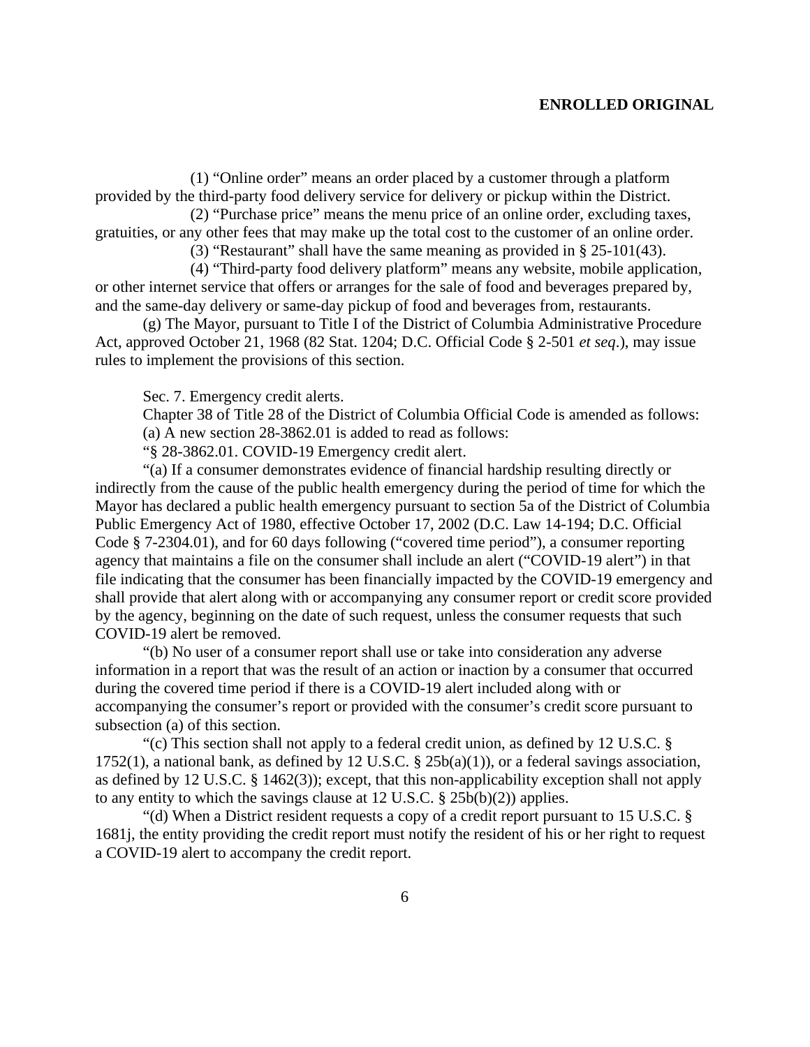(1) "Online order" means an order placed by a customer through a platform provided by the third-party food delivery service for delivery or pickup within the District.

(2) "Purchase price" means the menu price of an online order, excluding taxes, gratuities, or any other fees that may make up the total cost to the customer of an online order.

(3) "Restaurant" shall have the same meaning as provided in § 25-101(43).

(4) "Third-party food delivery platform" means any website, mobile application, or other internet service that offers or arranges for the sale of food and beverages prepared by, and the same-day delivery or same-day pickup of food and beverages from, restaurants.

(g) The Mayor, pursuant to Title I of the District of Columbia Administrative Procedure Act, approved October 21, 1968 (82 Stat. 1204; D.C. Official Code § 2-501 *et seq*.), may issue rules to implement the provisions of this section.

Sec. 7. Emergency credit alerts.

Chapter 38 of Title 28 of the District of Columbia Official Code is amended as follows:

(a) A new section 28-3862.01 is added to read as follows:

"§ 28-3862.01. COVID-19 Emergency credit alert.

"(a) If a consumer demonstrates evidence of financial hardship resulting directly or indirectly from the cause of the public health emergency during the period of time for which the Mayor has declared a public health emergency pursuant to section 5a of the District of Columbia Public Emergency Act of 1980, effective October 17, 2002 (D.C. Law 14-194; D.C. Official Code § 7-2304.01), and for 60 days following ("covered time period"), a consumer reporting agency that maintains a file on the consumer shall include an alert ("COVID-19 alert") in that file indicating that the consumer has been financially impacted by the COVID-19 emergency and shall provide that alert along with or accompanying any consumer report or credit score provided by the agency, beginning on the date of such request, unless the consumer requests that such COVID-19 alert be removed.

"(b) No user of a consumer report shall use or take into consideration any adverse information in a report that was the result of an action or inaction by a consumer that occurred during the covered time period if there is a COVID-19 alert included along with or accompanying the consumer's report or provided with the consumer's credit score pursuant to subsection (a) of this section.

"(c) This section shall not apply to a federal credit union, as defined by 12 U.S.C. § 1752(1), a national bank, as defined by 12 U.S.C. § 25b(a)(1)), or a federal savings association, as defined by 12 U.S.C. § 1462(3)); except, that this non-applicability exception shall not apply to any entity to which the savings clause at 12 U.S.C. § 25b(b)(2)) applies.

"(d) When a District resident requests a copy of a credit report pursuant to 15 U.S.C. § 1681j, the entity providing the credit report must notify the resident of his or her right to request a COVID-19 alert to accompany the credit report.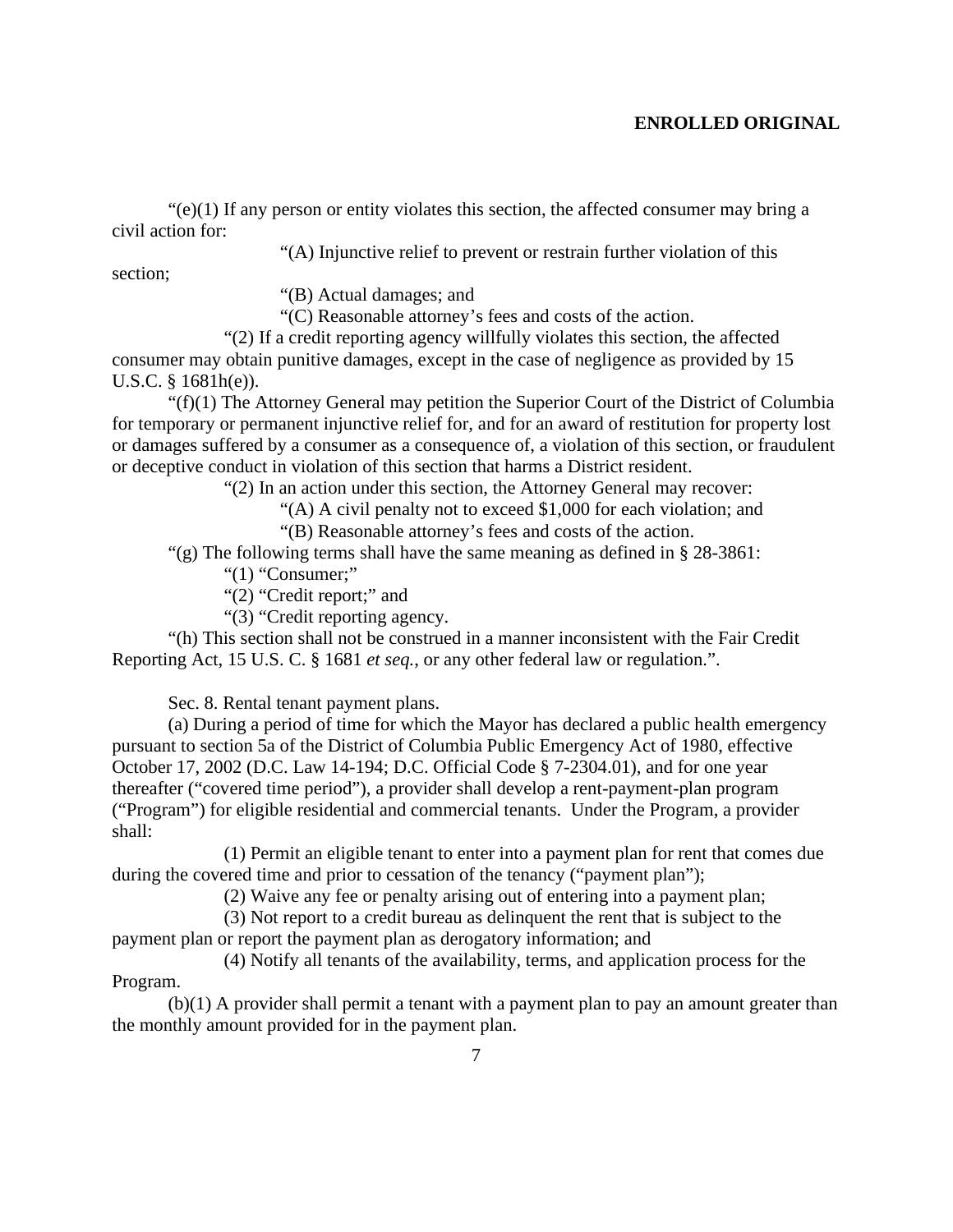"(e)(1) If any person or entity violates this section, the affected consumer may bring a civil action for:

"(A) Injunctive relief to prevent or restrain further violation of this section;

"(B) Actual damages; and

"(C) Reasonable attorney's fees and costs of the action.

"(2) If a credit reporting agency willfully violates this section, the affected consumer may obtain punitive damages, except in the case of negligence as provided by 15 U.S.C. § 1681h(e)).

"(f)(1) The Attorney General may petition the Superior Court of the District of Columbia for temporary or permanent injunctive relief for, and for an award of restitution for property lost or damages suffered by a consumer as a consequence of, a violation of this section, or fraudulent or deceptive conduct in violation of this section that harms a District resident.

"(2) In an action under this section, the Attorney General may recover:

"(A) A civil penalty not to exceed $1,000 for each violation; and

"(B) Reasonable attorney's fees and costs of the action.

"(g) The following terms shall have the same meaning as defined in § 28-3861:

"(1) "Consumer;"

"(2) "Credit report;" and

"(3) "Credit reporting agency.

"(h) This section shall not be construed in a manner inconsistent with the Fair Credit Reporting Act, 15 U.S. C. § 1681 *et seq.*, or any other federal law or regulation.".

Sec. 8. Rental tenant payment plans.

(a) During a period of time for which the Mayor has declared a public health emergency pursuant to section 5a of the District of Columbia Public Emergency Act of 1980, effective October 17, 2002 (D.C. Law 14-194; D.C. Official Code § 7-2304.01), and for one year thereafter ("covered time period"), a provider shall develop a rent-payment-plan program ("Program") for eligible residential and commercial tenants. Under the Program, a provider shall:

(1) Permit an eligible tenant to enter into a payment plan for rent that comes due during the covered time and prior to cessation of the tenancy ("payment plan");

(2) Waive any fee or penalty arising out of entering into a payment plan;

(3) Not report to a credit bureau as delinquent the rent that is subject to the payment plan or report the payment plan as derogatory information; and

(4) Notify all tenants of the availability, terms, and application process for the Program.

(b)(1) A provider shall permit a tenant with a payment plan to pay an amount greater than the monthly amount provided for in the payment plan.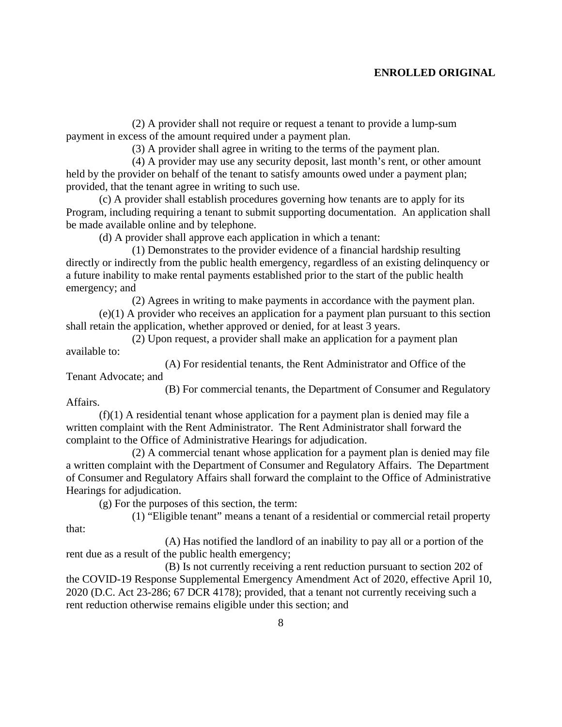(2) A provider shall not require or request a tenant to provide a lump-sum payment in excess of the amount required under a payment plan.

(3) A provider shall agree in writing to the terms of the payment plan.

(4) A provider may use any security deposit, last month's rent, or other amount held by the provider on behalf of the tenant to satisfy amounts owed under a payment plan; provided, that the tenant agree in writing to such use.

(c) A provider shall establish procedures governing how tenants are to apply for its Program, including requiring a tenant to submit supporting documentation. An application shall be made available online and by telephone.

(d) A provider shall approve each application in which a tenant:

(1) Demonstrates to the provider evidence of a financial hardship resulting directly or indirectly from the public health emergency, regardless of an existing delinquency or a future inability to make rental payments established prior to the start of the public health emergency; and

(2) Agrees in writing to make payments in accordance with the payment plan.

(e)(1) A provider who receives an application for a payment plan pursuant to this section shall retain the application, whether approved or denied, for at least 3 years.

(2) Upon request, a provider shall make an application for a payment plan available to:

(A) For residential tenants, the Rent Administrator and Office of the Tenant Advocate; and

(B) For commercial tenants, the Department of Consumer and Regulatory Affairs.

(f)(1) A residential tenant whose application for a payment plan is denied may file a written complaint with the Rent Administrator. The Rent Administrator shall forward the complaint to the Office of Administrative Hearings for adjudication.

(2) A commercial tenant whose application for a payment plan is denied may file a written complaint with the Department of Consumer and Regulatory Affairs. The Department of Consumer and Regulatory Affairs shall forward the complaint to the Office of Administrative Hearings for adjudication.

(g) For the purposes of this section, the term:

(1) "Eligible tenant" means a tenant of a residential or commercial retail property that:

(A) Has notified the landlord of an inability to pay all or a portion of the rent due as a result of the public health emergency;

(B) Is not currently receiving a rent reduction pursuant to section 202 of the COVID-19 Response Supplemental Emergency Amendment Act of 2020, effective April 10, 2020 (D.C. Act 23-286; 67 DCR 4178); provided, that a tenant not currently receiving such a rent reduction otherwise remains eligible under this section; and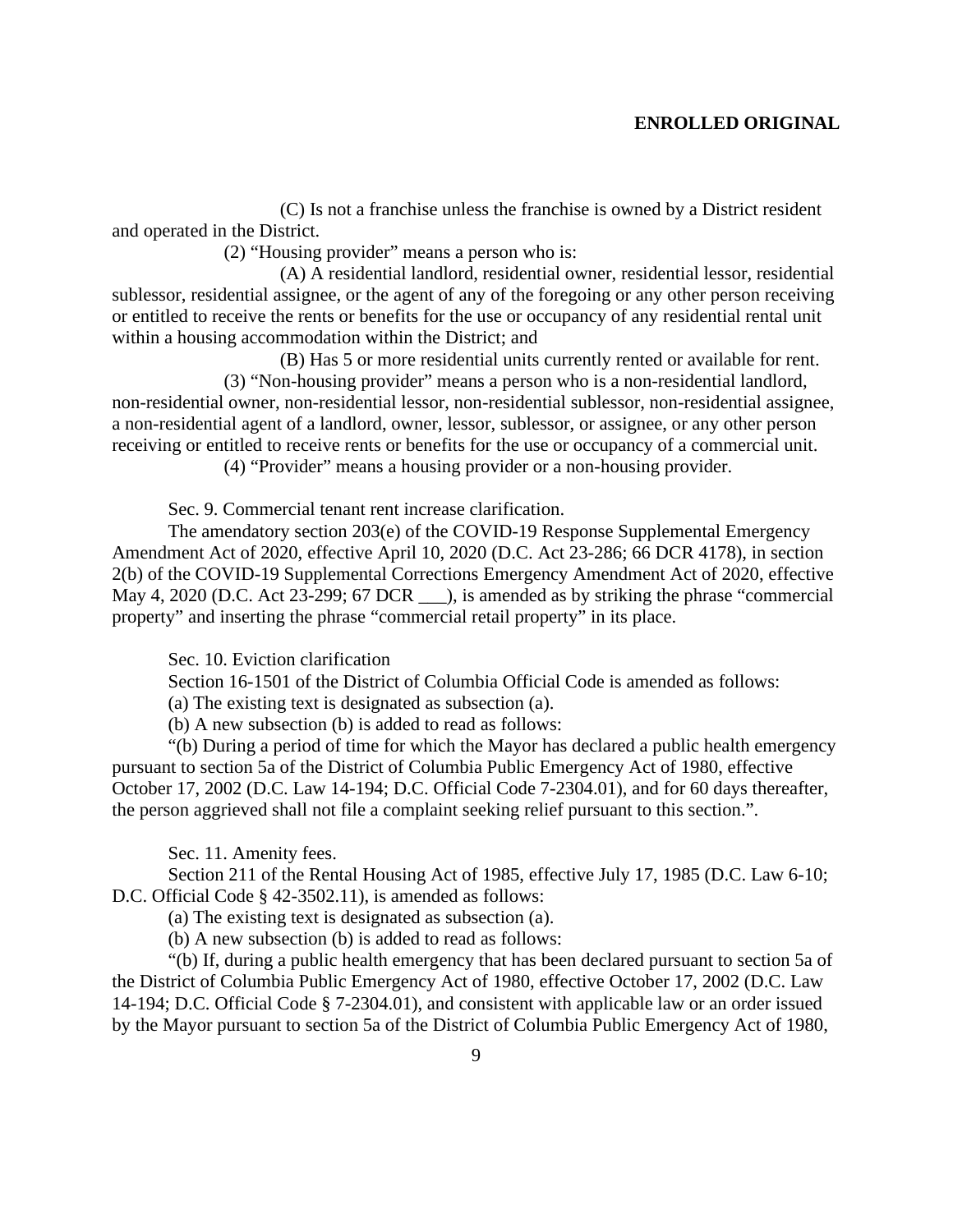(C) Is not a franchise unless the franchise is owned by a District resident and operated in the District.

(2) "Housing provider" means a person who is:

(A) A residential landlord, residential owner, residential lessor, residential sublessor, residential assignee, or the agent of any of the foregoing or any other person receiving or entitled to receive the rents or benefits for the use or occupancy of any residential rental unit within a housing accommodation within the District; and

(B) Has 5 or more residential units currently rented or available for rent.

(3) "Non-housing provider" means a person who is a non-residential landlord, non-residential owner, non-residential lessor, non-residential sublessor, non-residential assignee, a non-residential agent of a landlord, owner, lessor, sublessor, or assignee, or any other person receiving or entitled to receive rents or benefits for the use or occupancy of a commercial unit.

(4) "Provider" means a housing provider or a non-housing provider.

Sec. 9. Commercial tenant rent increase clarification.

The amendatory section 203(e) of the COVID-19 Response Supplemental Emergency Amendment Act of 2020, effective April 10, 2020 (D.C. Act 23-286; 66 DCR 4178), in section 2(b) of the COVID-19 Supplemental Corrections Emergency Amendment Act of 2020, effective May 4, 2020 (D.C. Act 23-299; 67 DCR ___), is amended as by striking the phrase "commercial property" and inserting the phrase "commercial retail property" in its place.

Sec. 10. Eviction clarification

Section 16-1501 of the District of Columbia Official Code is amended as follows:

(a) The existing text is designated as subsection (a).

(b) A new subsection (b) is added to read as follows:

"(b) During a period of time for which the Mayor has declared a public health emergency pursuant to section 5a of the District of Columbia Public Emergency Act of 1980, effective October 17, 2002 (D.C. Law 14-194; D.C. Official Code 7-2304.01), and for 60 days thereafter, the person aggrieved shall not file a complaint seeking relief pursuant to this section.".

Sec. 11. Amenity fees.

Section 211 of the Rental Housing Act of 1985, effective July 17, 1985 (D.C. Law 6-10; D.C. Official Code § 42-3502.11), is amended as follows:

(a) The existing text is designated as subsection (a).

(b) A new subsection (b) is added to read as follows:

"(b) If, during a public health emergency that has been declared pursuant to section 5a of the District of Columbia Public Emergency Act of 1980, effective October 17, 2002 (D.C. Law 14-194; D.C. Official Code § 7-2304.01), and consistent with applicable law or an order issued by the Mayor pursuant to section 5a of the District of Columbia Public Emergency Act of 1980,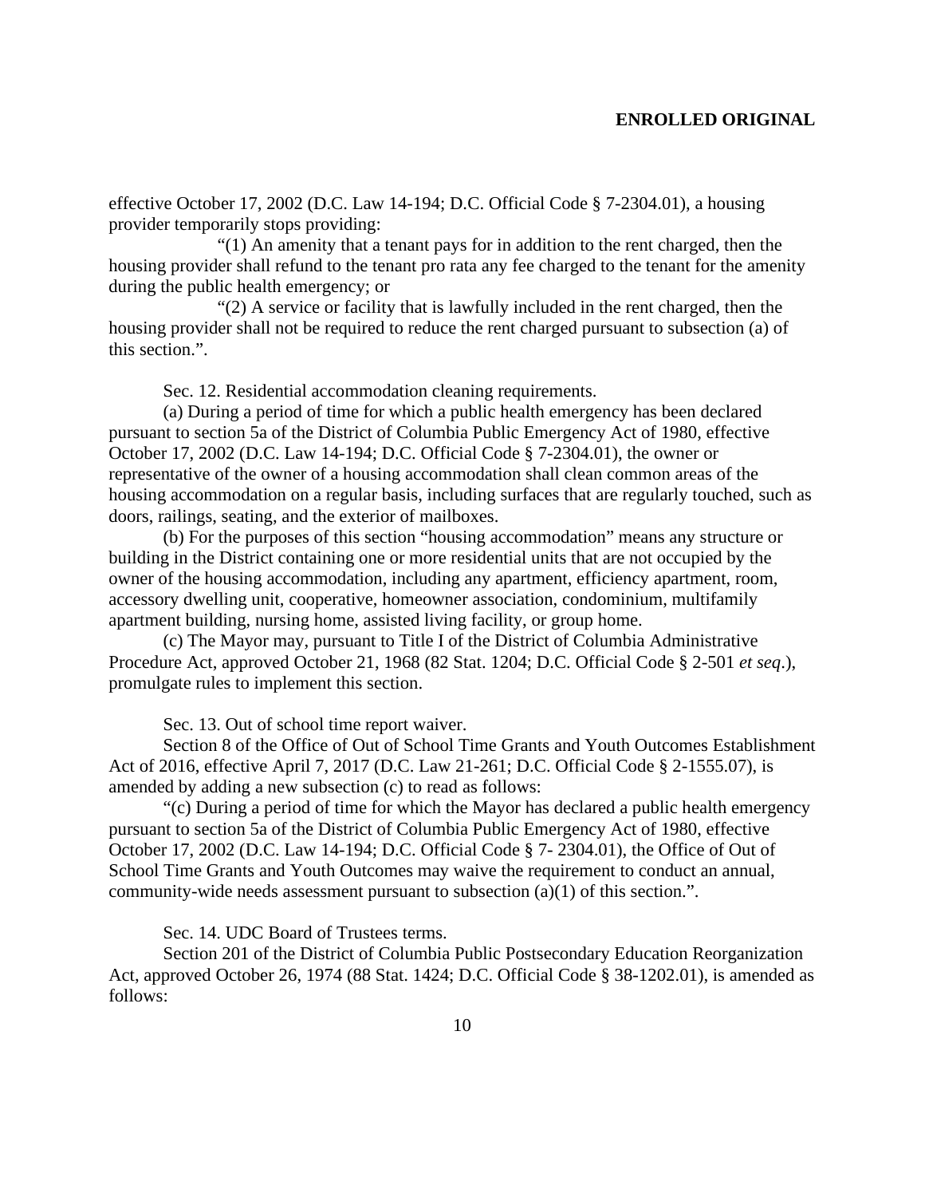effective October 17, 2002 (D.C. Law 14-194; D.C. Official Code § 7-2304.01), a housing provider temporarily stops providing:

"(1) An amenity that a tenant pays for in addition to the rent charged, then the housing provider shall refund to the tenant pro rata any fee charged to the tenant for the amenity during the public health emergency; or

"(2) A service or facility that is lawfully included in the rent charged, then the housing provider shall not be required to reduce the rent charged pursuant to subsection (a) of this section.".

Sec. 12. Residential accommodation cleaning requirements.

(a) During a period of time for which a public health emergency has been declared pursuant to section 5a of the District of Columbia Public Emergency Act of 1980, effective October 17, 2002 (D.C. Law 14-194; D.C. Official Code § 7-2304.01), the owner or representative of the owner of a housing accommodation shall clean common areas of the housing accommodation on a regular basis, including surfaces that are regularly touched, such as doors, railings, seating, and the exterior of mailboxes.

(b) For the purposes of this section "housing accommodation" means any structure or building in the District containing one or more residential units that are not occupied by the owner of the housing accommodation, including any apartment, efficiency apartment, room, accessory dwelling unit, cooperative, homeowner association, condominium, multifamily apartment building, nursing home, assisted living facility, or group home.

(c) The Mayor may, pursuant to Title I of the District of Columbia Administrative Procedure Act, approved October 21, 1968 (82 Stat. 1204; D.C. Official Code § 2-501 *et seq*.), promulgate rules to implement this section.

Sec. 13. Out of school time report waiver.

Section 8 of the Office of Out of School Time Grants and Youth Outcomes Establishment Act of 2016, effective April 7, 2017 (D.C. Law 21-261; D.C. Official Code § 2-1555.07), is amended by adding a new subsection (c) to read as follows:

"(c) During a period of time for which the Mayor has declared a public health emergency pursuant to section 5a of the District of Columbia Public Emergency Act of 1980, effective October 17, 2002 (D.C. Law 14-194; D.C. Official Code § 7- 2304.01), the Office of Out of School Time Grants and Youth Outcomes may waive the requirement to conduct an annual, community-wide needs assessment pursuant to subsection (a)(1) of this section.".

Sec. 14. UDC Board of Trustees terms.

Section 201 of the District of Columbia Public Postsecondary Education Reorganization Act, approved October 26, 1974 (88 Stat. 1424; D.C. Official Code § 38-1202.01), is amended as follows: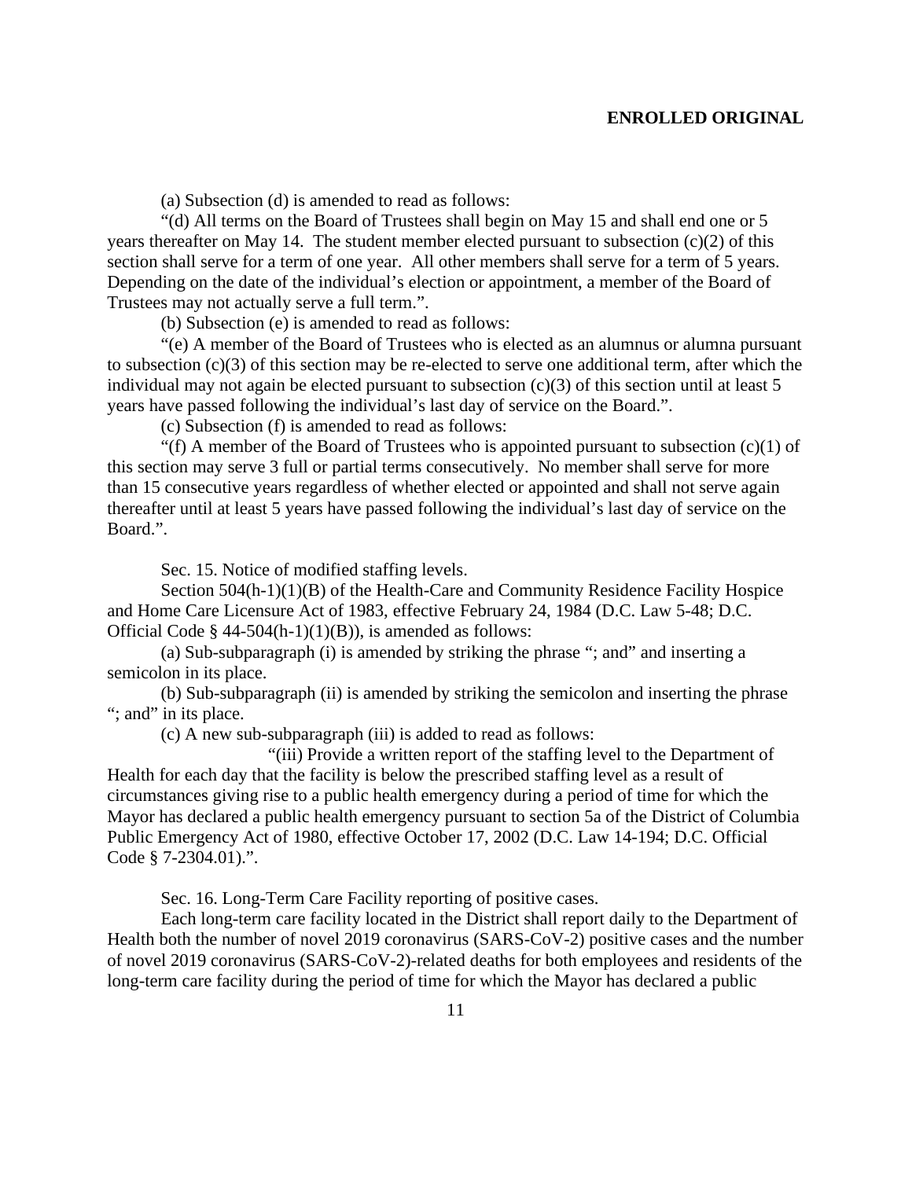(a) Subsection (d) is amended to read as follows:

"(d) All terms on the Board of Trustees shall begin on May 15 and shall end one or 5 years thereafter on May 14. The student member elected pursuant to subsection (c)(2) of this section shall serve for a term of one year. All other members shall serve for a term of 5 years. Depending on the date of the individual's election or appointment, a member of the Board of Trustees may not actually serve a full term.".

(b) Subsection (e) is amended to read as follows:

"(e) A member of the Board of Trustees who is elected as an alumnus or alumna pursuant to subsection (c)(3) of this section may be re-elected to serve one additional term, after which the individual may not again be elected pursuant to subsection (c)(3) of this section until at least 5 years have passed following the individual's last day of service on the Board.".

(c) Subsection (f) is amended to read as follows:

"(f) A member of the Board of Trustees who is appointed pursuant to subsection (c)(1) of this section may serve 3 full or partial terms consecutively. No member shall serve for more than 15 consecutive years regardless of whether elected or appointed and shall not serve again thereafter until at least 5 years have passed following the individual's last day of service on the Board.".

Sec. 15. Notice of modified staffing levels.

Section 504(h-1)(1)(B) of the Health-Care and Community Residence Facility Hospice and Home Care Licensure Act of 1983, effective February 24, 1984 (D.C. Law 5-48; D.C. Official Code § 44-504(h-1)(1)(B)), is amended as follows:

(a) Sub-subparagraph (i) is amended by striking the phrase "; and" and inserting a semicolon in its place.

(b) Sub-subparagraph (ii) is amended by striking the semicolon and inserting the phrase "; and" in its place.

(c) A new sub-subparagraph (iii) is added to read as follows:

"(iii) Provide a written report of the staffing level to the Department of Health for each day that the facility is below the prescribed staffing level as a result of circumstances giving rise to a public health emergency during a period of time for which the Mayor has declared a public health emergency pursuant to section 5a of the District of Columbia Public Emergency Act of 1980, effective October 17, 2002 (D.C. Law 14-194; D.C. Official Code § 7-2304.01).".

Sec. 16. Long-Term Care Facility reporting of positive cases.

Each long-term care facility located in the District shall report daily to the Department of Health both the number of novel 2019 coronavirus (SARS-CoV-2) positive cases and the number of novel 2019 coronavirus (SARS-CoV-2)-related deaths for both employees and residents of the long-term care facility during the period of time for which the Mayor has declared a public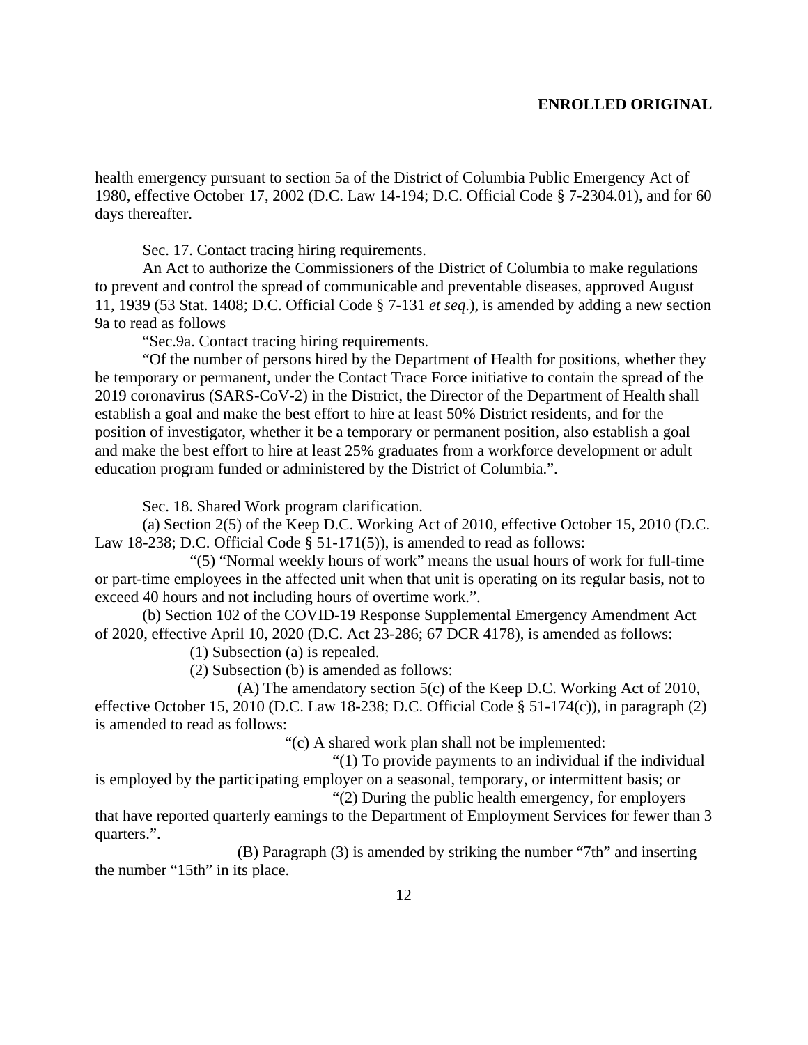health emergency pursuant to section 5a of the District of Columbia Public Emergency Act of 1980, effective October 17, 2002 (D.C. Law 14-194; D.C. Official Code § 7-2304.01), and for 60 days thereafter.

Sec. 17. Contact tracing hiring requirements.

An Act to authorize the Commissioners of the District of Columbia to make regulations to prevent and control the spread of communicable and preventable diseases, approved August 11, 1939 (53 Stat. 1408; D.C. Official Code § 7-131 *et seq*.), is amended by adding a new section 9a to read as follows

"Sec.9a. Contact tracing hiring requirements.

"Of the number of persons hired by the Department of Health for positions, whether they be temporary or permanent, under the Contact Trace Force initiative to contain the spread of the 2019 coronavirus (SARS-CoV-2) in the District, the Director of the Department of Health shall establish a goal and make the best effort to hire at least 50% District residents, and for the position of investigator, whether it be a temporary or permanent position, also establish a goal and make the best effort to hire at least 25% graduates from a workforce development or adult education program funded or administered by the District of Columbia.".

Sec. 18. Shared Work program clarification.

(a) Section 2(5) of the Keep D.C. Working Act of 2010, effective October 15, 2010 (D.C. Law 18-238; D.C. Official Code § 51-171(5)), is amended to read as follows:

"(5) "Normal weekly hours of work" means the usual hours of work for full-time or part-time employees in the affected unit when that unit is operating on its regular basis, not to exceed 40 hours and not including hours of overtime work.".

(b) Section 102 of the COVID-19 Response Supplemental Emergency Amendment Act of 2020, effective April 10, 2020 (D.C. Act 23-286; 67 DCR 4178), is amended as follows:

(1) Subsection (a) is repealed.

(2) Subsection (b) is amended as follows:

(A) The amendatory section 5(c) of the Keep D.C. Working Act of 2010, effective October 15, 2010 (D.C. Law 18-238; D.C. Official Code § 51-174(c)), in paragraph (2) is amended to read as follows:

"(c) A shared work plan shall not be implemented:

"(1) To provide payments to an individual if the individual is employed by the participating employer on a seasonal, temporary, or intermittent basis; or

"(2) During the public health emergency, for employers that have reported quarterly earnings to the Department of Employment Services for fewer than 3 quarters.".

(B) Paragraph (3) is amended by striking the number "7th" and inserting the number "15th" in its place.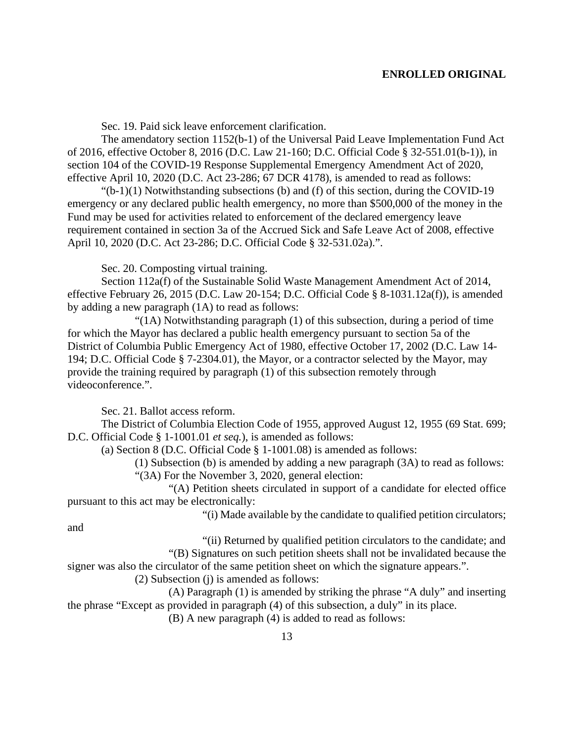Sec. 19. Paid sick leave enforcement clarification.

The amendatory section 1152(b-1) of the Universal Paid Leave Implementation Fund Act of 2016, effective October 8, 2016 (D.C. Law 21-160; D.C. Official Code § 32-551.01(b-1)), in section 104 of the COVID-19 Response Supplemental Emergency Amendment Act of 2020, effective April 10, 2020 (D.C. Act 23-286; 67 DCR 4178), is amended to read as follows:

"(b-1)(1) Notwithstanding subsections (b) and (f) of this section, during the COVID-19 emergency or any declared public health emergency, no more than $500,000 of the money in the Fund may be used for activities related to enforcement of the declared emergency leave requirement contained in section 3a of the Accrued Sick and Safe Leave Act of 2008, effective April 10, 2020 (D.C. Act 23-286; D.C. Official Code § 32-531.02a).".

Sec. 20. Composting virtual training.

Section 112a(f) of the Sustainable Solid Waste Management Amendment Act of 2014, effective February 26, 2015 (D.C. Law 20-154; D.C. Official Code § 8-1031.12a(f)), is amended by adding a new paragraph (1A) to read as follows:

"(1A) Notwithstanding paragraph (1) of this subsection, during a period of time for which the Mayor has declared a public health emergency pursuant to section 5a of the District of Columbia Public Emergency Act of 1980, effective October 17, 2002 (D.C. Law 14-194; D.C. Official Code § 7-2304.01), the Mayor, or a contractor selected by the Mayor, may provide the training required by paragraph (1) of this subsection remotely through videoconference.".

Sec. 21. Ballot access reform.

The District of Columbia Election Code of 1955, approved August 12, 1955 (69 Stat. 699; D.C. Official Code § 1-1001.01 *et seq.*), is amended as follows:

(a) Section 8 (D.C. Official Code § 1-1001.08) is amended as follows:

(1) Subsection (b) is amended by adding a new paragraph (3A) to read as follows:

"(3A) For the November 3, 2020, general election:

"(A) Petition sheets circulated in support of a candidate for elected office pursuant to this act may be electronically:

"(i) Made available by the candidate to qualified petition circulators; and

"(ii) Returned by qualified petition circulators to the candidate; and

"(B) Signatures on such petition sheets shall not be invalidated because the signer was also the circulator of the same petition sheet on which the signature appears.".

(2) Subsection (j) is amended as follows:

(A) Paragraph (1) is amended by striking the phrase "A duly" and inserting the phrase "Except as provided in paragraph (4) of this subsection, a duly" in its place.

(B) A new paragraph (4) is added to read as follows: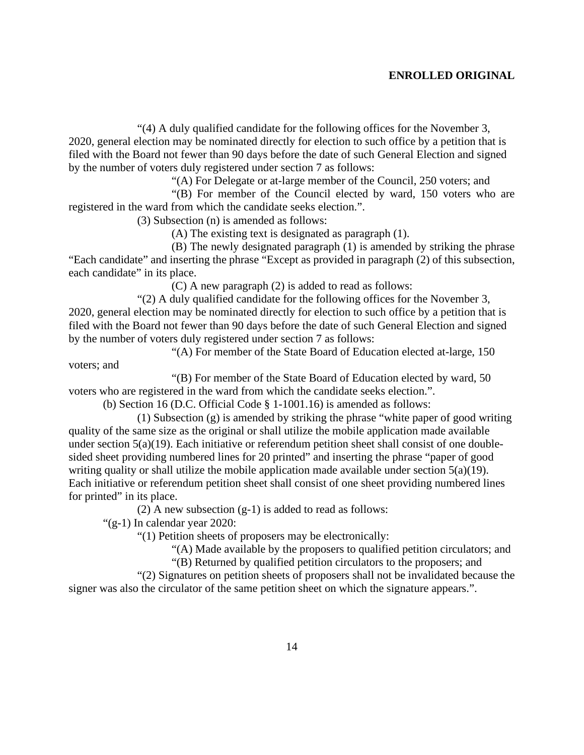"(4) A duly qualified candidate for the following offices for the November 3, 2020, general election may be nominated directly for election to such office by a petition that is filed with the Board not fewer than 90 days before the date of such General Election and signed by the number of voters duly registered under section 7 as follows:

"(A) For Delegate or at-large member of the Council, 250 voters; and

"(B) For member of the Council elected by ward, 150 voters who are registered in the ward from which the candidate seeks election.".

(3) Subsection (n) is amended as follows:

(A) The existing text is designated as paragraph (1).

(B) The newly designated paragraph (1) is amended by striking the phrase "Each candidate" and inserting the phrase "Except as provided in paragraph (2) of this subsection, each candidate" in its place.

(C) A new paragraph (2) is added to read as follows:

"(2) A duly qualified candidate for the following offices for the November 3, 2020, general election may be nominated directly for election to such office by a petition that is filed with the Board not fewer than 90 days before the date of such General Election and signed by the number of voters duly registered under section 7 as follows:

"(A) For member of the State Board of Education elected at-large, 150 voters; and

"(B) For member of the State Board of Education elected by ward, 50 voters who are registered in the ward from which the candidate seeks election.".

(b) Section 16 (D.C. Official Code § 1-1001.16) is amended as follows:

(1) Subsection (g) is amended by striking the phrase "white paper of good writing quality of the same size as the original or shall utilize the mobile application made available under section 5(a)(19). Each initiative or referendum petition sheet shall consist of one double-sided sheet providing numbered lines for 20 printed" and inserting the phrase "paper of good writing quality or shall utilize the mobile application made available under section 5(a)(19). Each initiative or referendum petition sheet shall consist of one sheet providing numbered lines for printed" in its place.

(2) A new subsection (g-1) is added to read as follows:

"(g-1) In calendar year 2020:

"(1) Petition sheets of proposers may be electronically:

"(A) Made available by the proposers to qualified petition circulators; and

"(B) Returned by qualified petition circulators to the proposers; and

"(2) Signatures on petition sheets of proposers shall not be invalidated because the signer was also the circulator of the same petition sheet on which the signature appears.".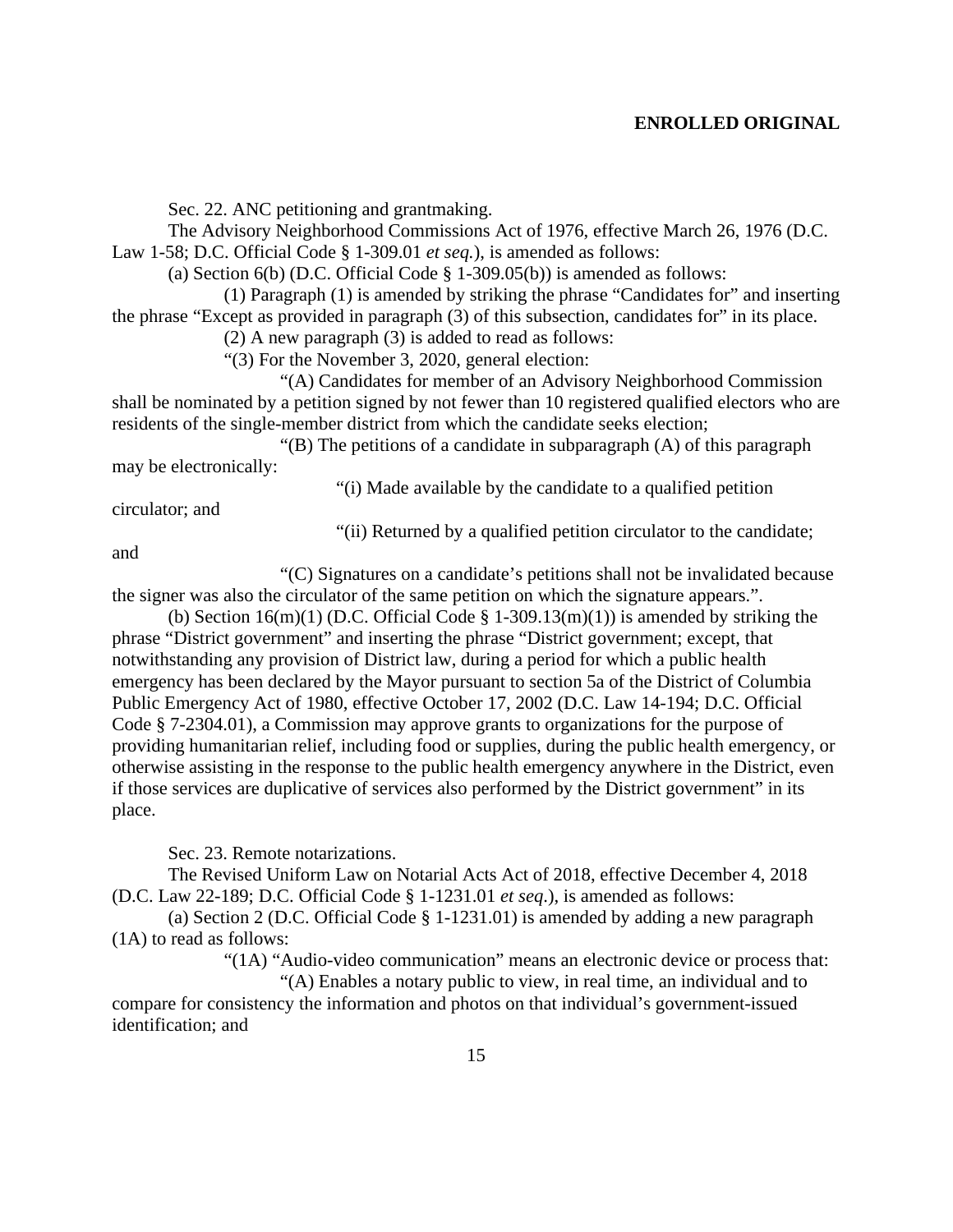Sec. 22. ANC petitioning and grantmaking.

The Advisory Neighborhood Commissions Act of 1976, effective March 26, 1976 (D.C. Law 1-58; D.C. Official Code § 1-309.01 *et seq.*), is amended as follows:

(a) Section 6(b) (D.C. Official Code § 1-309.05(b)) is amended as follows:

(1) Paragraph (1) is amended by striking the phrase "Candidates for" and inserting the phrase "Except as provided in paragraph (3) of this subsection, candidates for" in its place.

(2) A new paragraph (3) is added to read as follows:

"(3) For the November 3, 2020, general election:

"(A) Candidates for member of an Advisory Neighborhood Commission shall be nominated by a petition signed by not fewer than 10 registered qualified electors who are residents of the single-member district from which the candidate seeks election;

"(B) The petitions of a candidate in subparagraph (A) of this paragraph may be electronically:

"(i) Made available by the candidate to a qualified petition circulator; and

"(ii) Returned by a qualified petition circulator to the candidate; and

"(C) Signatures on a candidate's petitions shall not be invalidated because the signer was also the circulator of the same petition on which the signature appears.".

(b) Section 16(m)(1) (D.C. Official Code § 1-309.13(m)(1)) is amended by striking the phrase "District government" and inserting the phrase "District government; except, that notwithstanding any provision of District law, during a period for which a public health emergency has been declared by the Mayor pursuant to section 5a of the District of Columbia Public Emergency Act of 1980, effective October 17, 2002 (D.C. Law 14-194; D.C. Official Code § 7-2304.01), a Commission may approve grants to organizations for the purpose of providing humanitarian relief, including food or supplies, during the public health emergency, or otherwise assisting in the response to the public health emergency anywhere in the District, even if those services are duplicative of services also performed by the District government" in its place.

Sec. 23. Remote notarizations.

The Revised Uniform Law on Notarial Acts Act of 2018, effective December 4, 2018 (D.C. Law 22-189; D.C. Official Code § 1-1231.01 *et seq.*), is amended as follows:

(a) Section 2 (D.C. Official Code § 1-1231.01) is amended by adding a new paragraph (1A) to read as follows:

"(1A) "Audio-video communication" means an electronic device or process that:

"(A) Enables a notary public to view, in real time, an individual and to compare for consistency the information and photos on that individual's government-issued identification; and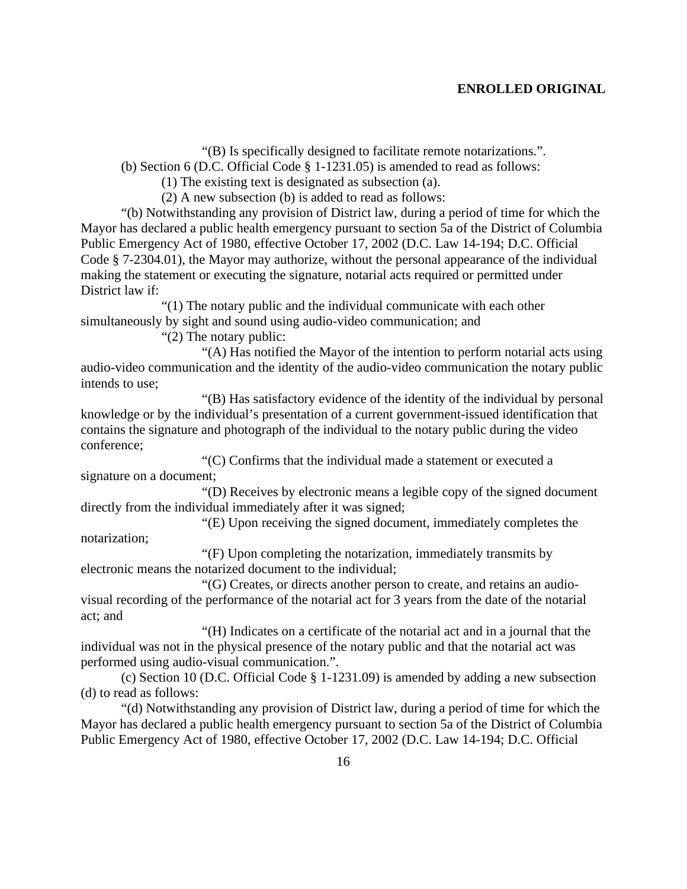"(B) Is specifically designed to facilitate remote notarizations.".

(b) Section 6 (D.C. Official Code § 1-1231.05) is amended to read as follows:

(1) The existing text is designated as subsection (a).

(2) A new subsection (b) is added to read as follows:

"(b) Notwithstanding any provision of District law, during a period of time for which the Mayor has declared a public health emergency pursuant to section 5a of the District of Columbia Public Emergency Act of 1980, effective October 17, 2002 (D.C. Law 14-194; D.C. Official Code § 7-2304.01), the Mayor may authorize, without the personal appearance of the individual making the statement or executing the signature, notarial acts required or permitted under District law if:

"(1) The notary public and the individual communicate with each other simultaneously by sight and sound using audio-video communication; and

"(2) The notary public:

"(A) Has notified the Mayor of the intention to perform notarial acts using audio-video communication and the identity of the audio-video communication the notary public intends to use;

"(B) Has satisfactory evidence of the identity of the individual by personal knowledge or by the individual's presentation of a current government-issued identification that contains the signature and photograph of the individual to the notary public during the video conference;

"(C) Confirms that the individual made a statement or executed a signature on a document;

"(D) Receives by electronic means a legible copy of the signed document directly from the individual immediately after it was signed;

"(E) Upon receiving the signed document, immediately completes the notarization;

"(F) Upon completing the notarization, immediately transmits by electronic means the notarized document to the individual;

"(G) Creates, or directs another person to create, and retains an audio-visual recording of the performance of the notarial act for 3 years from the date of the notarial act; and

"(H) Indicates on a certificate of the notarial act and in a journal that the individual was not in the physical presence of the notary public and that the notarial act was performed using audio-visual communication.".

(c) Section 10 (D.C. Official Code § 1-1231.09) is amended by adding a new subsection (d) to read as follows:

"(d) Notwithstanding any provision of District law, during a period of time for which the Mayor has declared a public health emergency pursuant to section 5a of the District of Columbia Public Emergency Act of 1980, effective October 17, 2002 (D.C. Law 14-194; D.C. Official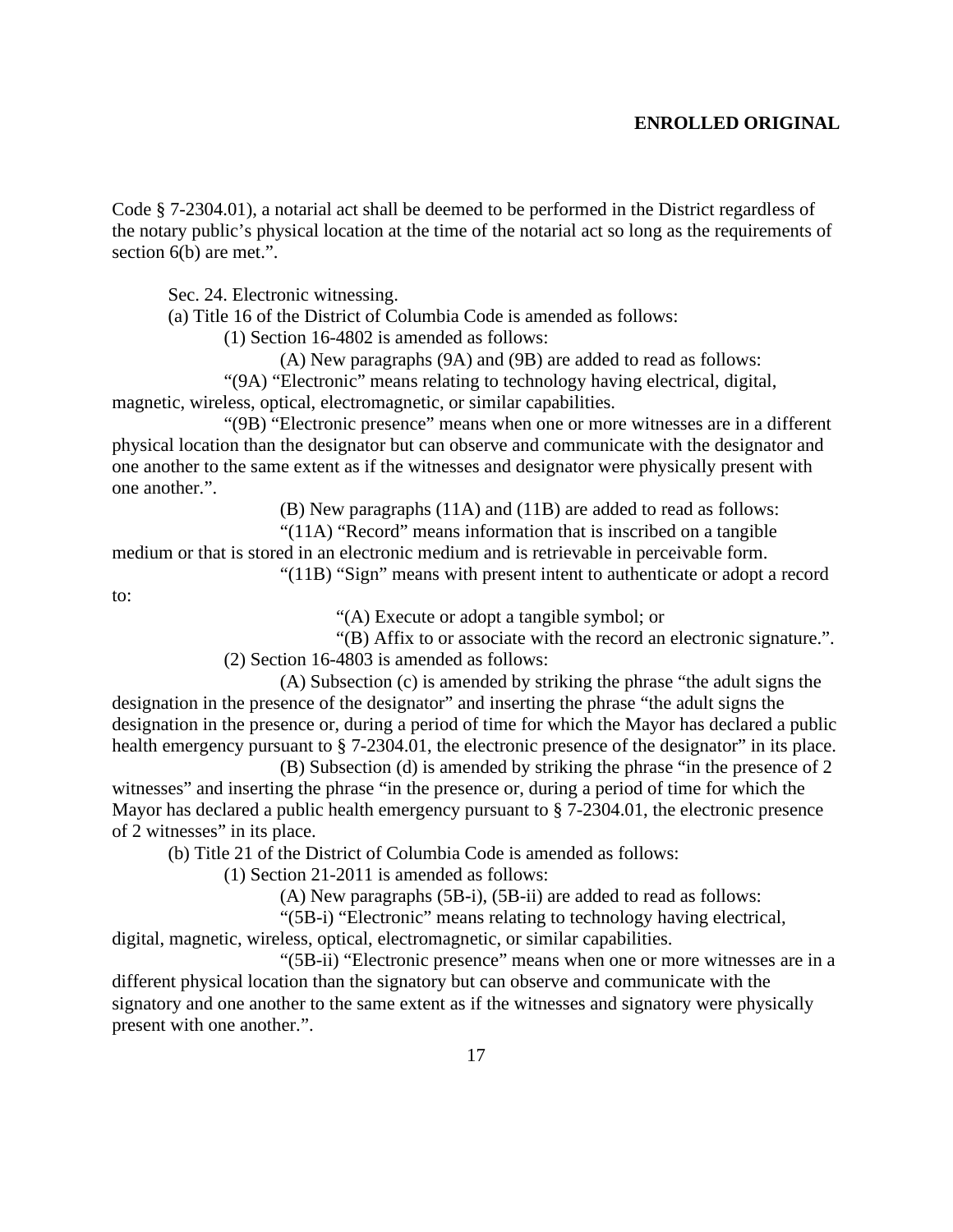Code § 7-2304.01), a notarial act shall be deemed to be performed in the District regardless of the notary public's physical location at the time of the notarial act so long as the requirements of section 6(b) are met.".

Sec. 24. Electronic witnessing.

(a) Title 16 of the District of Columbia Code is amended as follows:

(1) Section 16-4802 is amended as follows:

(A) New paragraphs (9A) and (9B) are added to read as follows:

"(9A) "Electronic" means relating to technology having electrical, digital, magnetic, wireless, optical, electromagnetic, or similar capabilities.

"(9B) "Electronic presence" means when one or more witnesses are in a different physical location than the designator but can observe and communicate with the designator and one another to the same extent as if the witnesses and designator were physically present with one another.".

(B) New paragraphs (11A) and (11B) are added to read as follows:

"(11A) "Record" means information that is inscribed on a tangible medium or that is stored in an electronic medium and is retrievable in perceivable form.

"(11B) "Sign" means with present intent to authenticate or adopt a record to:

"(A) Execute or adopt a tangible symbol; or

"(B) Affix to or associate with the record an electronic signature.".

(2) Section 16-4803 is amended as follows:

(A) Subsection (c) is amended by striking the phrase "the adult signs the designation in the presence of the designator" and inserting the phrase "the adult signs the designation in the presence or, during a period of time for which the Mayor has declared a public health emergency pursuant to § 7-2304.01, the electronic presence of the designator" in its place.

(B) Subsection (d) is amended by striking the phrase "in the presence of 2 witnesses" and inserting the phrase "in the presence or, during a period of time for which the Mayor has declared a public health emergency pursuant to § 7-2304.01, the electronic presence of 2 witnesses" in its place.

(b) Title 21 of the District of Columbia Code is amended as follows:

(1) Section 21-2011 is amended as follows:

(A) New paragraphs (5B-i), (5B-ii) are added to read as follows:

"(5B-i) "Electronic" means relating to technology having electrical, digital, magnetic, wireless, optical, electromagnetic, or similar capabilities.

"(5B-ii) "Electronic presence" means when one or more witnesses are in a different physical location than the signatory but can observe and communicate with the signatory and one another to the same extent as if the witnesses and signatory were physically present with one another.".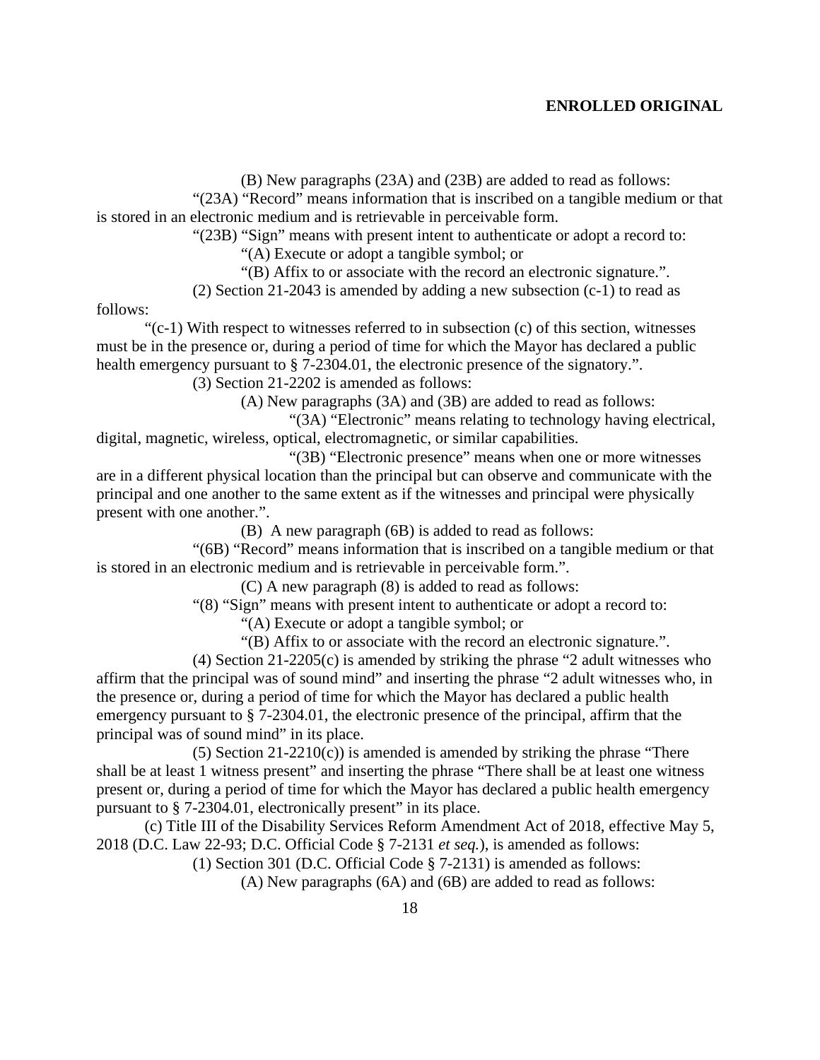(B) New paragraphs (23A) and (23B) are added to read as follows:

"(23A) "Record" means information that is inscribed on a tangible medium or that is stored in an electronic medium and is retrievable in perceivable form.

"(23B) "Sign" means with present intent to authenticate or adopt a record to:

"(A) Execute or adopt a tangible symbol; or

"(B) Affix to or associate with the record an electronic signature.".

(2) Section 21-2043 is amended by adding a new subsection (c-1) to read as follows:

"(c-1) With respect to witnesses referred to in subsection (c) of this section, witnesses must be in the presence or, during a period of time for which the Mayor has declared a public health emergency pursuant to § 7-2304.01, the electronic presence of the signatory.".

(3) Section 21-2202 is amended as follows:

(A) New paragraphs (3A) and (3B) are added to read as follows:

"(3A) "Electronic" means relating to technology having electrical, digital, magnetic, wireless, optical, electromagnetic, or similar capabilities.

"(3B) "Electronic presence" means when one or more witnesses are in a different physical location than the principal but can observe and communicate with the principal and one another to the same extent as if the witnesses and principal were physically present with one another.".

(B) A new paragraph (6B) is added to read as follows:

"(6B) "Record" means information that is inscribed on a tangible medium or that is stored in an electronic medium and is retrievable in perceivable form.".

(C) A new paragraph (8) is added to read as follows:

"(8) "Sign" means with present intent to authenticate or adopt a record to:

"(A) Execute or adopt a tangible symbol; or

"(B) Affix to or associate with the record an electronic signature.".

(4) Section 21-2205(c) is amended by striking the phrase "2 adult witnesses who affirm that the principal was of sound mind" and inserting the phrase "2 adult witnesses who, in the presence or, during a period of time for which the Mayor has declared a public health emergency pursuant to § 7-2304.01, the electronic presence of the principal, affirm that the principal was of sound mind" in its place.

(5) Section 21-2210(c)) is amended is amended by striking the phrase "There shall be at least 1 witness present" and inserting the phrase "There shall be at least one witness present or, during a period of time for which the Mayor has declared a public health emergency pursuant to § 7-2304.01, electronically present" in its place.

(c) Title III of the Disability Services Reform Amendment Act of 2018, effective May 5, 2018 (D.C. Law 22-93; D.C. Official Code § 7-2131 *et seq.*), is amended as follows:

(1) Section 301 (D.C. Official Code § 7-2131) is amended as follows:

(A) New paragraphs (6A) and (6B) are added to read as follows: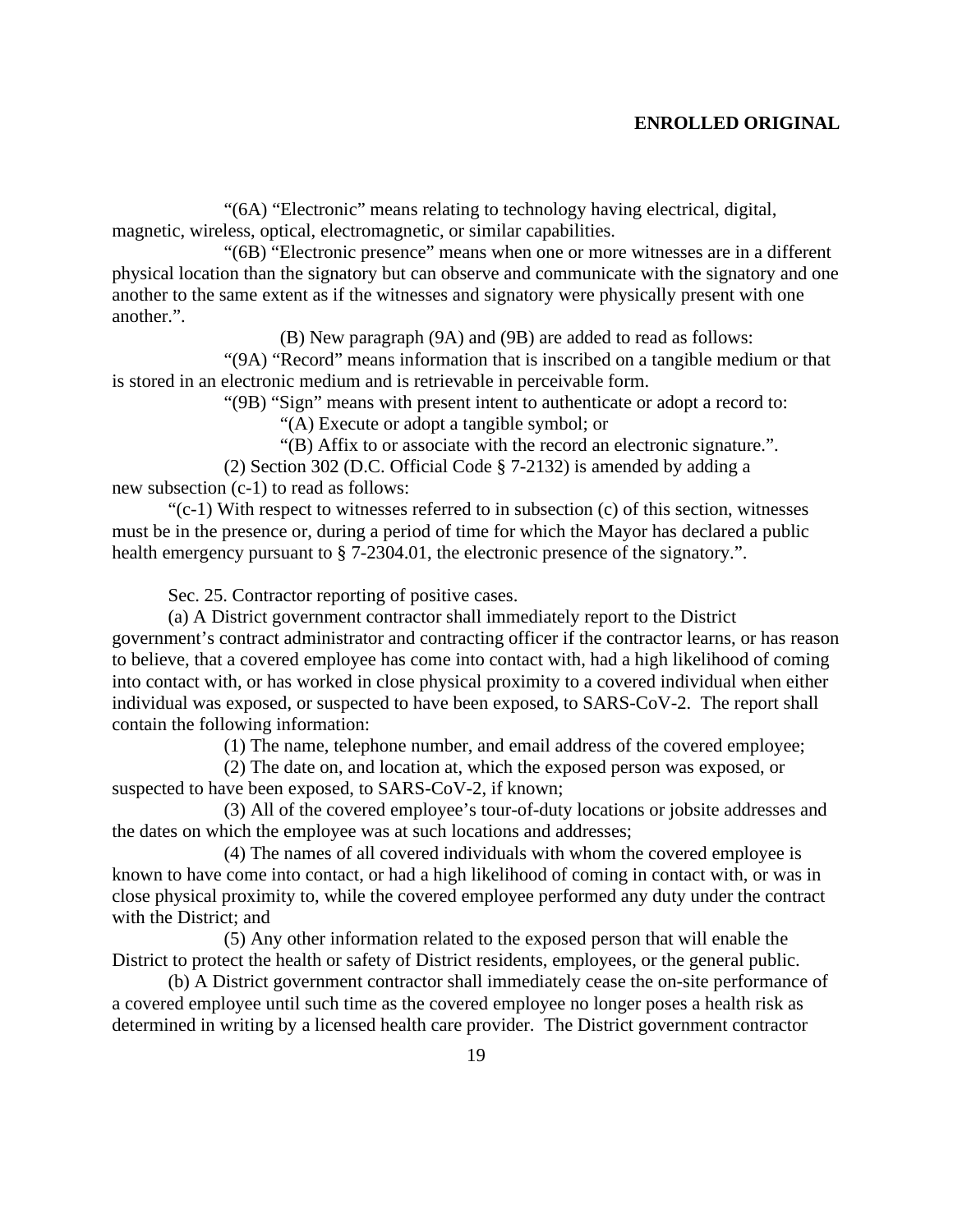"(6A) "Electronic" means relating to technology having electrical, digital, magnetic, wireless, optical, electromagnetic, or similar capabilities.

"(6B) "Electronic presence" means when one or more witnesses are in a different physical location than the signatory but can observe and communicate with the signatory and one another to the same extent as if the witnesses and signatory were physically present with one another.".

(B) New paragraph (9A) and (9B) are added to read as follows:

"(9A) "Record" means information that is inscribed on a tangible medium or that is stored in an electronic medium and is retrievable in perceivable form.

"(9B) "Sign" means with present intent to authenticate or adopt a record to:

"(A) Execute or adopt a tangible symbol; or

"(B) Affix to or associate with the record an electronic signature.".

(2) Section 302 (D.C. Official Code § 7-2132) is amended by adding a new subsection (c-1) to read as follows:

"(c-1) With respect to witnesses referred to in subsection (c) of this section, witnesses must be in the presence or, during a period of time for which the Mayor has declared a public health emergency pursuant to § 7-2304.01, the electronic presence of the signatory.".

Sec. 25. Contractor reporting of positive cases.

(a) A District government contractor shall immediately report to the District government's contract administrator and contracting officer if the contractor learns, or has reason to believe, that a covered employee has come into contact with, had a high likelihood of coming into contact with, or has worked in close physical proximity to a covered individual when either individual was exposed, or suspected to have been exposed, to SARS-CoV-2. The report shall contain the following information:

(1) The name, telephone number, and email address of the covered employee;

(2) The date on, and location at, which the exposed person was exposed, or suspected to have been exposed, to SARS-CoV-2, if known;

(3) All of the covered employee's tour-of-duty locations or jobsite addresses and the dates on which the employee was at such locations and addresses;

(4) The names of all covered individuals with whom the covered employee is known to have come into contact, or had a high likelihood of coming in contact with, or was in close physical proximity to, while the covered employee performed any duty under the contract with the District; and

(5) Any other information related to the exposed person that will enable the District to protect the health or safety of District residents, employees, or the general public.

(b) A District government contractor shall immediately cease the on-site performance of a covered employee until such time as the covered employee no longer poses a health risk as determined in writing by a licensed health care provider. The District government contractor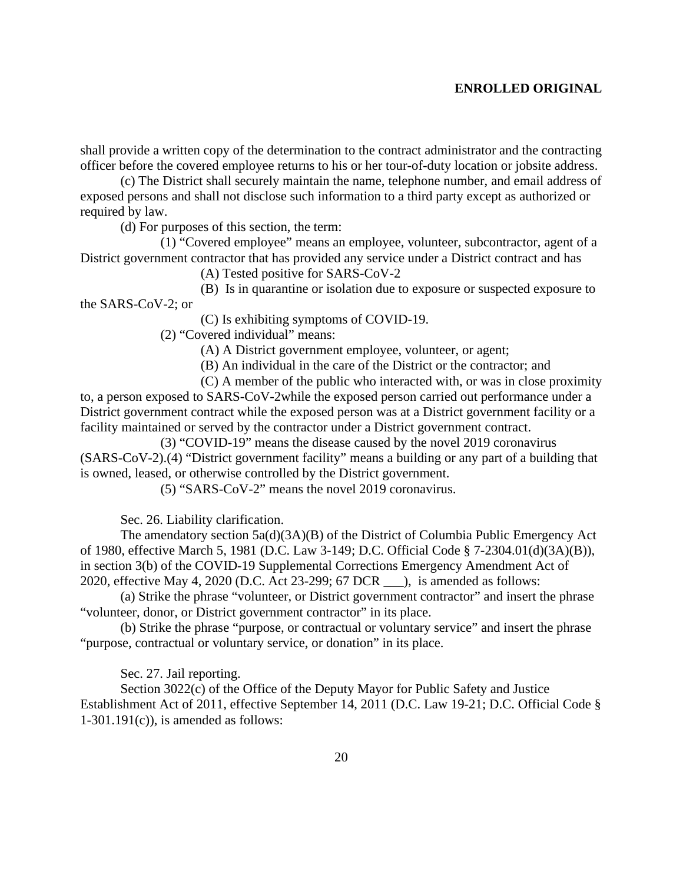shall provide a written copy of the determination to the contract administrator and the contracting officer before the covered employee returns to his or her tour-of-duty location or jobsite address.

(c) The District shall securely maintain the name, telephone number, and email address of exposed persons and shall not disclose such information to a third party except as authorized or required by law.

(d) For purposes of this section, the term:

(1) "Covered employee" means an employee, volunteer, subcontractor, agent of a District government contractor that has provided any service under a District contract and has

(A) Tested positive for SARS-CoV-2

(B) Is in quarantine or isolation due to exposure or suspected exposure to the SARS-CoV-2; or

(C) Is exhibiting symptoms of COVID-19.

(2) "Covered individual" means:

(A) A District government employee, volunteer, or agent;

(B) An individual in the care of the District or the contractor; and

(C) A member of the public who interacted with, or was in close proximity to, a person exposed to SARS-CoV-2while the exposed person carried out performance under a District government contract while the exposed person was at a District government facility or a facility maintained or served by the contractor under a District government contract.

(3) "COVID-19" means the disease caused by the novel 2019 coronavirus (SARS-CoV-2).(4) "District government facility" means a building or any part of a building that is owned, leased, or otherwise controlled by the District government.

(5) "SARS-CoV-2" means the novel 2019 coronavirus.

Sec. 26. Liability clarification.

The amendatory section 5a(d)(3A)(B) of the District of Columbia Public Emergency Act of 1980, effective March 5, 1981 (D.C. Law 3-149; D.C. Official Code § 7-2304.01(d)(3A)(B)), in section 3(b) of the COVID-19 Supplemental Corrections Emergency Amendment Act of 2020, effective May 4, 2020 (D.C. Act 23-299; 67 DCR ___), is amended as follows:

(a) Strike the phrase "volunteer, or District government contractor" and insert the phrase "volunteer, donor, or District government contractor" in its place.

(b) Strike the phrase "purpose, or contractual or voluntary service" and insert the phrase "purpose, contractual or voluntary service, or donation" in its place.

Sec. 27. Jail reporting.

Section 3022(c) of the Office of the Deputy Mayor for Public Safety and Justice Establishment Act of 2011, effective September 14, 2011 (D.C. Law 19-21; D.C. Official Code § 1-301.191(c)), is amended as follows: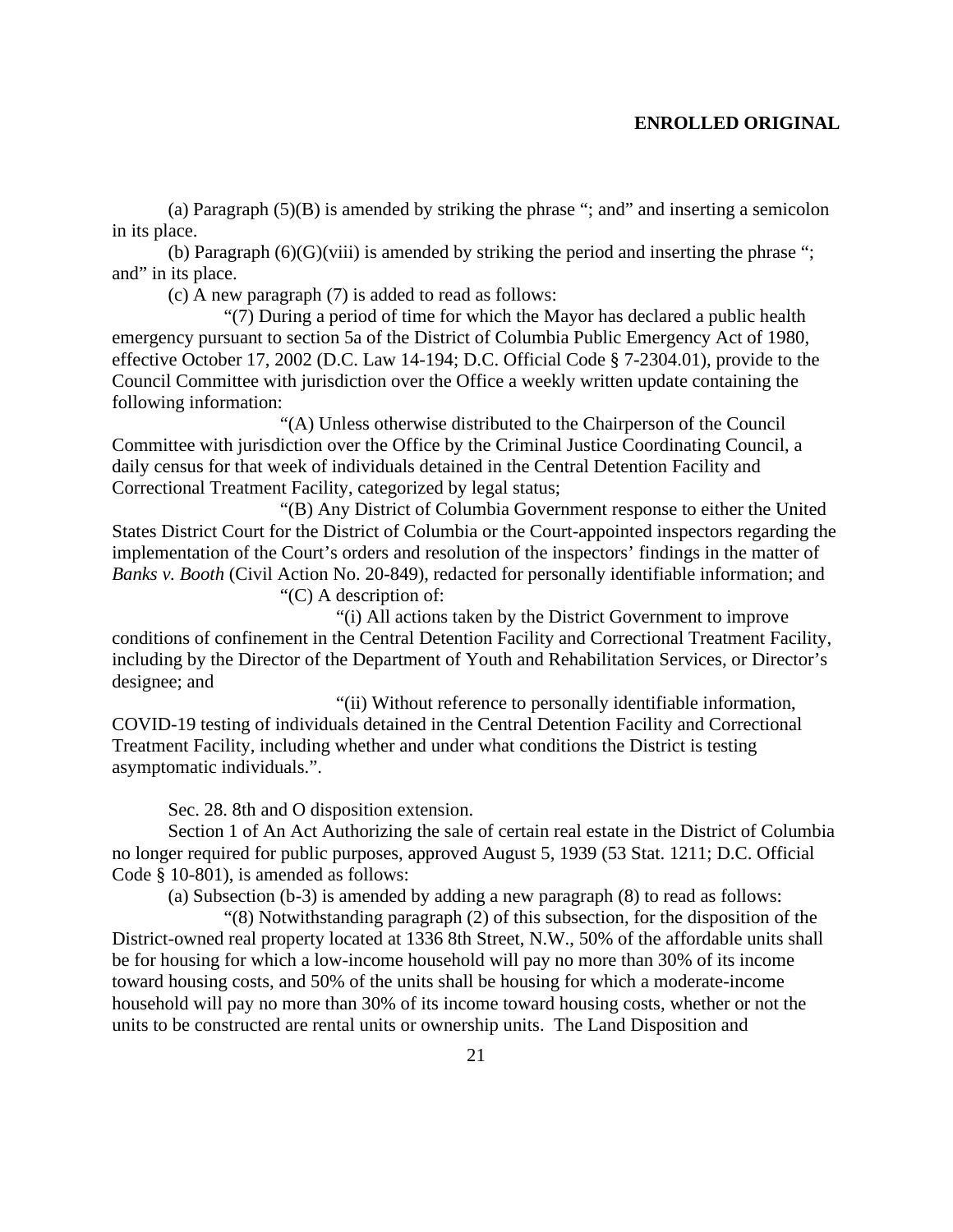(a) Paragraph (5)(B) is amended by striking the phrase "; and" and inserting a semicolon in its place.

(b) Paragraph (6)(G)(viii) is amended by striking the period and inserting the phrase "; and" in its place.

(c) A new paragraph (7) is added to read as follows:

"(7) During a period of time for which the Mayor has declared a public health emergency pursuant to section 5a of the District of Columbia Public Emergency Act of 1980, effective October 17, 2002 (D.C. Law 14-194; D.C. Official Code § 7-2304.01), provide to the Council Committee with jurisdiction over the Office a weekly written update containing the following information:

"(A) Unless otherwise distributed to the Chairperson of the Council Committee with jurisdiction over the Office by the Criminal Justice Coordinating Council, a daily census for that week of individuals detained in the Central Detention Facility and Correctional Treatment Facility, categorized by legal status;

"(B) Any District of Columbia Government response to either the United States District Court for the District of Columbia or the Court-appointed inspectors regarding the implementation of the Court's orders and resolution of the inspectors' findings in the matter of *Banks v. Booth* (Civil Action No. 20-849), redacted for personally identifiable information; and

"(C) A description of:

"(i) All actions taken by the District Government to improve conditions of confinement in the Central Detention Facility and Correctional Treatment Facility, including by the Director of the Department of Youth and Rehabilitation Services, or Director's designee; and

"(ii) Without reference to personally identifiable information, COVID-19 testing of individuals detained in the Central Detention Facility and Correctional Treatment Facility, including whether and under what conditions the District is testing asymptomatic individuals.".

Sec. 28. 8th and O disposition extension.

Section 1 of An Act Authorizing the sale of certain real estate in the District of Columbia no longer required for public purposes, approved August 5, 1939 (53 Stat. 1211; D.C. Official Code § 10-801), is amended as follows:

(a) Subsection (b-3) is amended by adding a new paragraph (8) to read as follows:

"(8) Notwithstanding paragraph (2) of this subsection, for the disposition of the District-owned real property located at 1336 8th Street, N.W., 50% of the affordable units shall be for housing for which a low-income household will pay no more than 30% of its income toward housing costs, and 50% of the units shall be housing for which a moderate-income household will pay no more than 30% of its income toward housing costs, whether or not the units to be constructed are rental units or ownership units. The Land Disposition and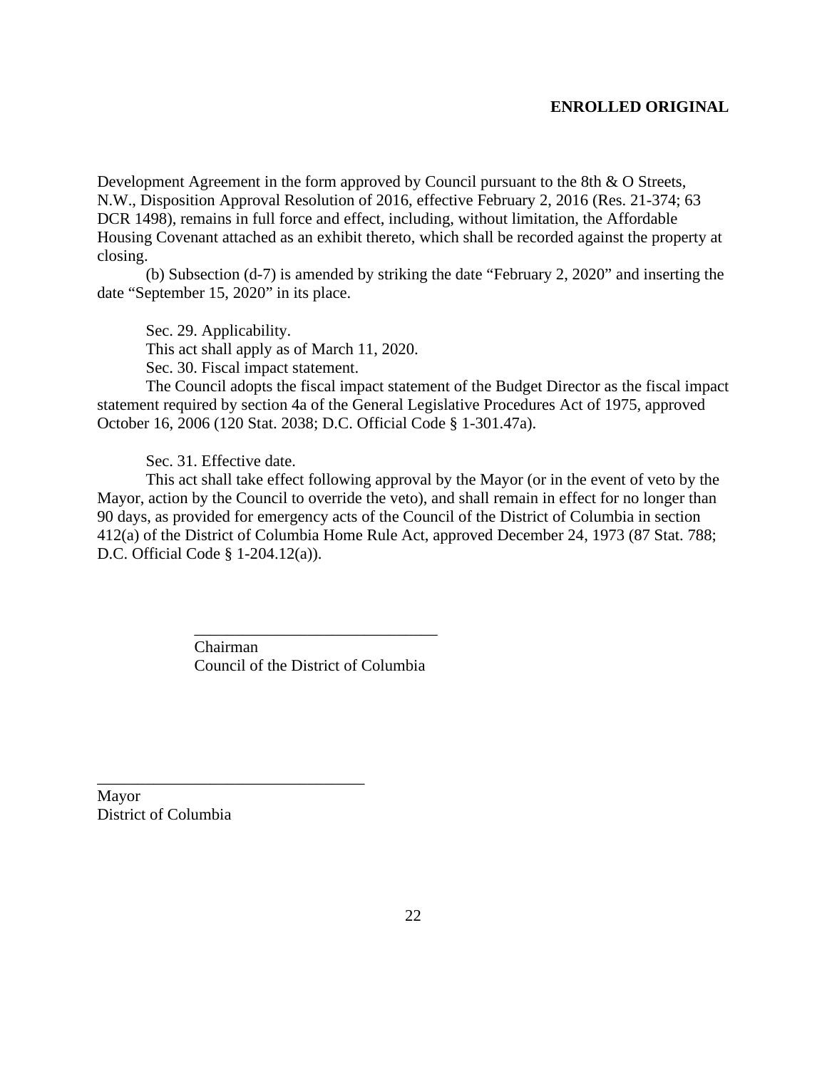Development Agreement in the form approved by Council pursuant to the 8th & O Streets, N.W., Disposition Approval Resolution of 2016, effective February 2, 2016 (Res. 21-374; 63 DCR 1498), remains in full force and effect, including, without limitation, the Affordable Housing Covenant attached as an exhibit thereto, which shall be recorded against the property at closing.

(b) Subsection (d-7) is amended by striking the date "February 2, 2020" and inserting the date "September 15, 2020" in its place.

Sec. 29. Applicability.

This act shall apply as of March 11, 2020.

Sec. 30. Fiscal impact statement.

The Council adopts the fiscal impact statement of the Budget Director as the fiscal impact statement required by section 4a of the General Legislative Procedures Act of 1975, approved October 16, 2006 (120 Stat. 2038; D.C. Official Code § 1-301.47a).

Sec. 31. Effective date.

This act shall take effect following approval by the Mayor (or in the event of veto by the Mayor, action by the Council to override the veto), and shall remain in effect for no longer than 90 days, as provided for emergency acts of the Council of the District of Columbia in section 412(a) of the District of Columbia Home Rule Act, approved December 24, 1973 (87 Stat. 788; D.C. Official Code § 1-204.12(a)).

______________________________
Chairman
Council of the District of Columbia

_________________________________
Mayor
District of Columbia